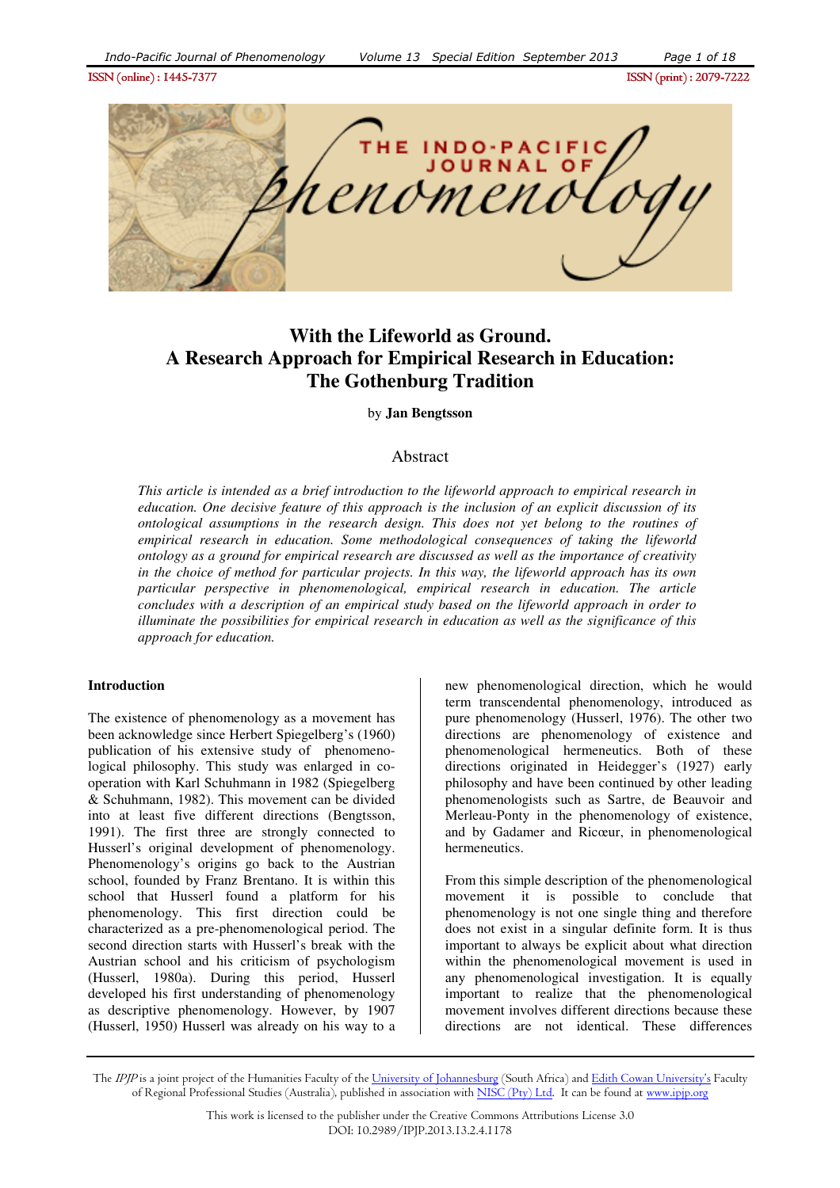# With the Lifeworld as Ground.
# A Research Approach for Empirical Research in Education: The Gothenburg Tradition

by **Jan Bengtsson**

## Abstract

*This article is intended as a brief introduction to the lifeworld approach to empirical research in education. One decisive feature of this approach is the inclusion of an explicit discussion of its ontological assumptions in the research design. This does not yet belong to the routines of empirical research in education. Some methodological consequences of taking the lifeworld ontology as a ground for empirical research are discussed as well as the importance of creativity in the choice of method for particular projects. In this way, the lifeworld approach has its own particular perspective in phenomenological, empirical research in education. The article concludes with a description of an empirical study based on the lifeworld approach in order to illuminate the possibilities for empirical research in education as well as the significance of this approach for education.*

### Introduction

The existence of phenomenology as a movement has been acknowledge since Herbert Spiegelberg's (1960) publication of his extensive study of phenomenological philosophy. This study was enlarged in co-operation with Karl Schuhmann in 1982 (Spiegelberg & Schuhmann, 1982). This movement can be divided into at least five different directions (Bengtsson, 1991). The first three are strongly connected to Husserl's original development of phenomenology. Phenomenology's origins go back to the Austrian school, founded by Franz Brentano. It is within this school that Husserl found a platform for his phenomenology. This first direction could be characterized as a pre-phenomenological period. The second direction starts with Husserl's break with the Austrian school and his criticism of psychologism (Husserl, 1980a). During this period, Husserl developed his first understanding of phenomenology as descriptive phenomenology. However, by 1907 (Husserl, 1950) Husserl was already on his way to a new phenomenological direction, which he would term transcendental phenomenology, introduced as pure phenomenology (Husserl, 1976). The other two directions are phenomenology of existence and phenomenological hermeneutics. Both of these directions originated in Heidegger's (1927) early philosophy and have been continued by other leading phenomenologists such as Sartre, de Beauvoir and Merleau-Ponty in the phenomenology of existence, and by Gadamer and Ricœur, in phenomenological hermeneutics.

From this simple description of the phenomenological movement it is possible to conclude that phenomenology is not one single thing and therefore does not exist in a singular definite form. It is thus important to always be explicit about what direction within the phenomenological movement is used in any phenomenological investigation. It is equally important to realize that the phenomenological movement involves different directions because these directions are not identical. These differences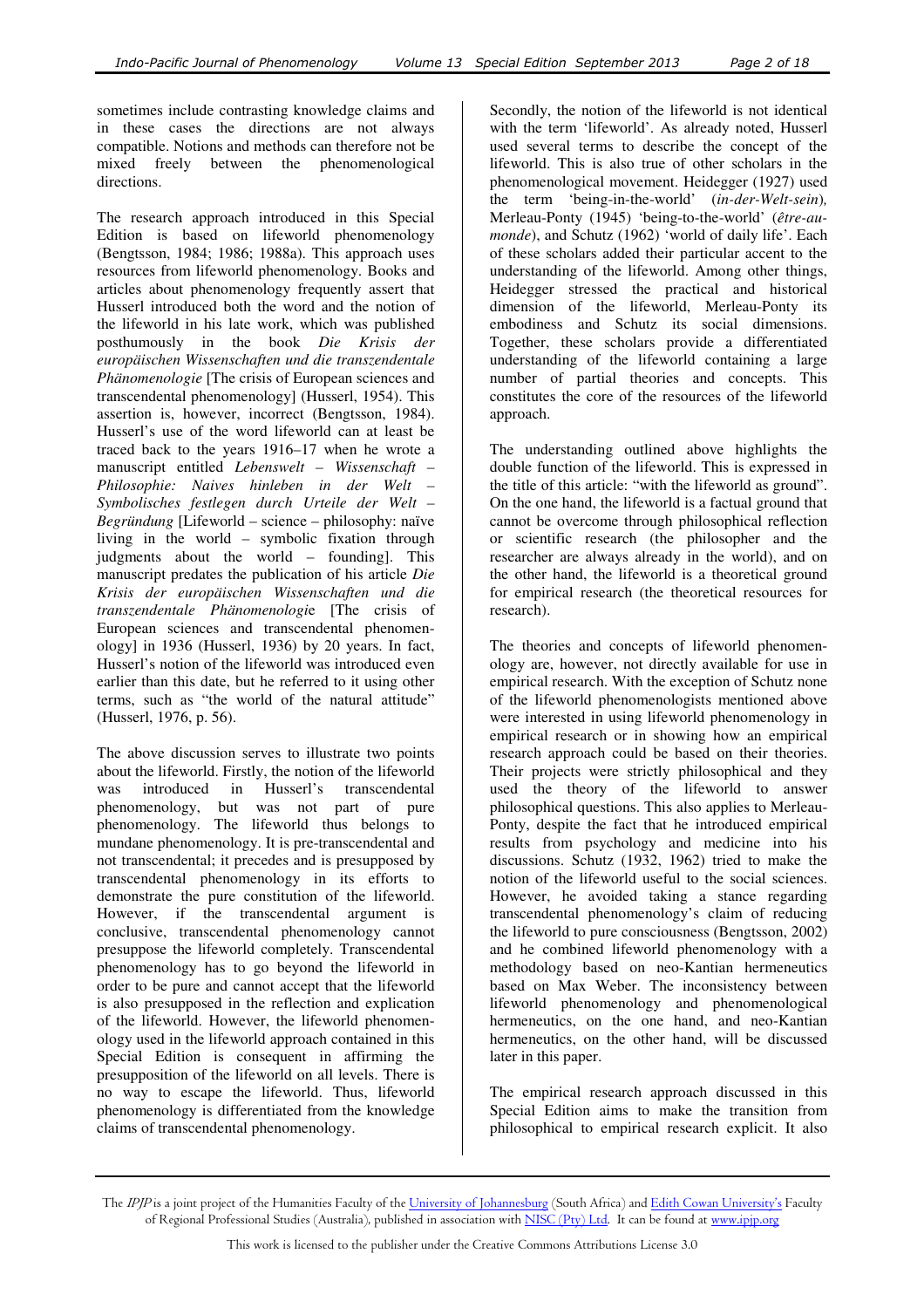sometimes include contrasting knowledge claims and in these cases the directions are not always compatible. Notions and methods can therefore not be mixed freely between the phenomenological directions.

The research approach introduced in this Special Edition is based on lifeworld phenomenology (Bengtsson, 1984; 1986; 1988a). This approach uses resources from lifeworld phenomenology. Books and articles about phenomenology frequently assert that Husserl introduced both the word and the notion of the lifeworld in his late work, which was published posthumously in the book *Die Krisis der europäischen Wissenschaften und die transzendentale Phänomenologie* [The crisis of European sciences and transcendental phenomenology] (Husserl, 1954). This assertion is, however, incorrect (Bengtsson, 1984). Husserl's use of the word lifeworld can at least be traced back to the years 1916–17 when he wrote a manuscript entitled *Lebenswelt – Wissenschaft – Philosophie: Naives hinleben in der Welt – Symbolisches festlegen durch Urteile der Welt – Begründung* [Lifeworld – science – philosophy: naïve living in the world – symbolic fixation through judgments about the world – founding]. This manuscript predates the publication of his article *Die Krisis der europäischen Wissenschaften und die transzendentale Phänomenologie* [The crisis of European sciences and transcendental phenomenology] in 1936 (Husserl, 1936) by 20 years. In fact, Husserl's notion of the lifeworld was introduced even earlier than this date, but he referred to it using other terms, such as "the world of the natural attitude" (Husserl, 1976, p. 56).

The above discussion serves to illustrate two points about the lifeworld. Firstly, the notion of the lifeworld was introduced in Husserl's transcendental phenomenology, but was not part of pure phenomenology. The lifeworld thus belongs to mundane phenomenology. It is pre-transcendental and not transcendental; it precedes and is presupposed by transcendental phenomenology in its efforts to demonstrate the pure constitution of the lifeworld. However, if the transcendental argument is conclusive, transcendental phenomenology cannot presuppose the lifeworld completely. Transcendental phenomenology has to go beyond the lifeworld in order to be pure and cannot accept that the lifeworld is also presupposed in the reflection and explication of the lifeworld. However, the lifeworld phenomenology used in the lifeworld approach contained in this Special Edition is consequent in affirming the presupposition of the lifeworld on all levels. There is no way to escape the lifeworld. Thus, lifeworld phenomenology is differentiated from the knowledge claims of transcendental phenomenology.

Secondly, the notion of the lifeworld is not identical with the term 'lifeworld'. As already noted, Husserl used several terms to describe the concept of the lifeworld. This is also true of other scholars in the phenomenological movement. Heidegger (1927) used the term 'being-in-the-world' (*in-der-Welt-sein*), Merleau-Ponty (1945) 'being-to-the-world' (*être-au-monde*), and Schutz (1962) 'world of daily life'. Each of these scholars added their particular accent to the understanding of the lifeworld. Among other things, Heidegger stressed the practical and historical dimension of the lifeworld, Merleau-Ponty its embodiness and Schutz its social dimensions. Together, these scholars provide a differentiated understanding of the lifeworld containing a large number of partial theories and concepts. This constitutes the core of the resources of the lifeworld approach.

The understanding outlined above highlights the double function of the lifeworld. This is expressed in the title of this article: "with the lifeworld as ground". On the one hand, the lifeworld is a factual ground that cannot be overcome through philosophical reflection or scientific research (the philosopher and the researcher are always already in the world), and on the other hand, the lifeworld is a theoretical ground for empirical research (the theoretical resources for research).

The theories and concepts of lifeworld phenomenology are, however, not directly available for use in empirical research. With the exception of Schutz none of the lifeworld phenomenologists mentioned above were interested in using lifeworld phenomenology in empirical research or in showing how an empirical research approach could be based on their theories. Their projects were strictly philosophical and they used the theory of the lifeworld to answer philosophical questions. This also applies to Merleau-Ponty, despite the fact that he introduced empirical results from psychology and medicine into his discussions. Schutz (1932, 1962) tried to make the notion of the lifeworld useful to the social sciences. However, he avoided taking a stance regarding transcendental phenomenology's claim of reducing the lifeworld to pure consciousness (Bengtsson, 2002) and he combined lifeworld phenomenology with a methodology based on neo-Kantian hermeneutics based on Max Weber. The inconsistency between lifeworld phenomenology and phenomenological hermeneutics, on the one hand, and neo-Kantian hermeneutics, on the other hand, will be discussed later in this paper.

The empirical research approach discussed in this Special Edition aims to make the transition from philosophical to empirical research explicit. It also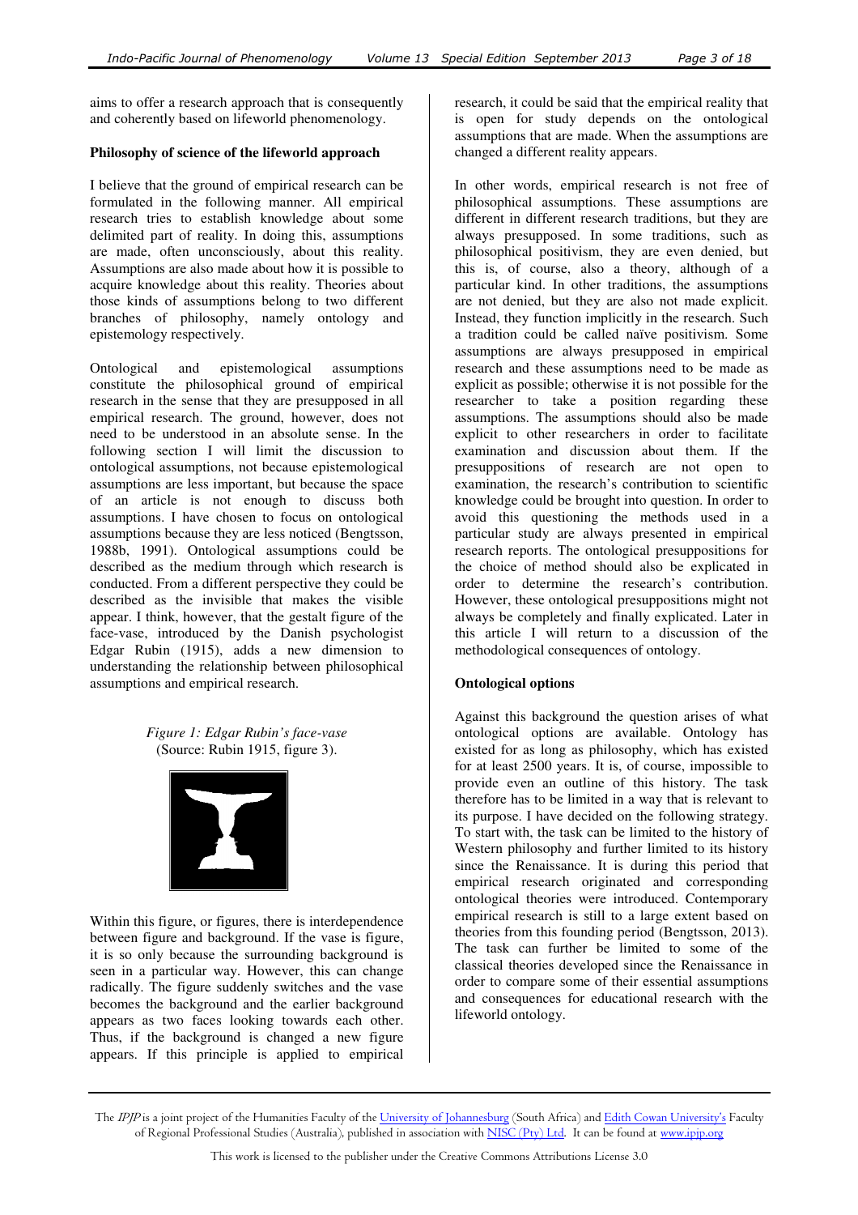aims to offer a research approach that is consequently and coherently based on lifeworld phenomenology.

**Philosophy of science of the lifeworld approach**

I believe that the ground of empirical research can be formulated in the following manner. All empirical research tries to establish knowledge about some delimited part of reality. In doing this, assumptions are made, often unconsciously, about this reality. Assumptions are also made about how it is possible to acquire knowledge about this reality. Theories about those kinds of assumptions belong to two different branches of philosophy, namely ontology and epistemology respectively.

Ontological and epistemological assumptions constitute the philosophical ground of empirical research in the sense that they are presupposed in all empirical research. The ground, however, does not need to be understood in an absolute sense. In the following section I will limit the discussion to ontological assumptions, not because epistemological assumptions are less important, but because the space of an article is not enough to discuss both assumptions. I have chosen to focus on ontological assumptions because they are less noticed (Bengtsson, 1988b, 1991). Ontological assumptions could be described as the medium through which research is conducted. From a different perspective they could be described as the invisible that makes the visible appear. I think, however, that the gestalt figure of the face-vase, introduced by the Danish psychologist Edgar Rubin (1915), adds a new dimension to understanding the relationship between philosophical assumptions and empirical research.

*Figure 1: Edgar Rubin's face-vase*
(Source: Rubin 1915, figure 3).

Within this figure, or figures, there is interdependence between figure and background. If the vase is figure, it is so only because the surrounding background is seen in a particular way. However, this can change radically. The figure suddenly switches and the vase becomes the background and the earlier background appears as two faces looking towards each other. Thus, if the background is changed a new figure appears. If this principle is applied to empirical research, it could be said that the empirical reality that is open for study depends on the ontological assumptions that are made. When the assumptions are changed a different reality appears.

In other words, empirical research is not free of philosophical assumptions. These assumptions are different in different research traditions, but they are always presupposed. In some traditions, such as philosophical positivism, they are even denied, but this is, of course, also a theory, although of a particular kind. In other traditions, the assumptions are not denied, but they are also not made explicit. Instead, they function implicitly in the research. Such a tradition could be called naïve positivism. Some assumptions are always presupposed in empirical research and these assumptions need to be made as explicit as possible; otherwise it is not possible for the researcher to take a position regarding these assumptions. The assumptions should also be made explicit to other researchers in order to facilitate examination and discussion about them. If the presuppositions of research are not open to examination, the research's contribution to scientific knowledge could be brought into question. In order to avoid this questioning the methods used in a particular study are always presented in empirical research reports. The ontological presuppositions for the choice of method should also be explicated in order to determine the research's contribution. However, these ontological presuppositions might not always be completely and finally explicated. Later in this article I will return to a discussion of the methodological consequences of ontology.

**Ontological options**

Against this background the question arises of what ontological options are available. Ontology has existed for as long as philosophy, which has existed for at least 2500 years. It is, of course, impossible to provide even an outline of this history. The task therefore has to be limited in a way that is relevant to its purpose. I have decided on the following strategy. To start with, the task can be limited to the history of Western philosophy and further limited to its history since the Renaissance. It is during this period that empirical research originated and corresponding ontological theories were introduced. Contemporary empirical research is still to a large extent based on theories from this founding period (Bengtsson, 2013). The task can further be limited to some of the classical theories developed since the Renaissance in order to compare some of their essential assumptions and consequences for educational research with the lifeworld ontology.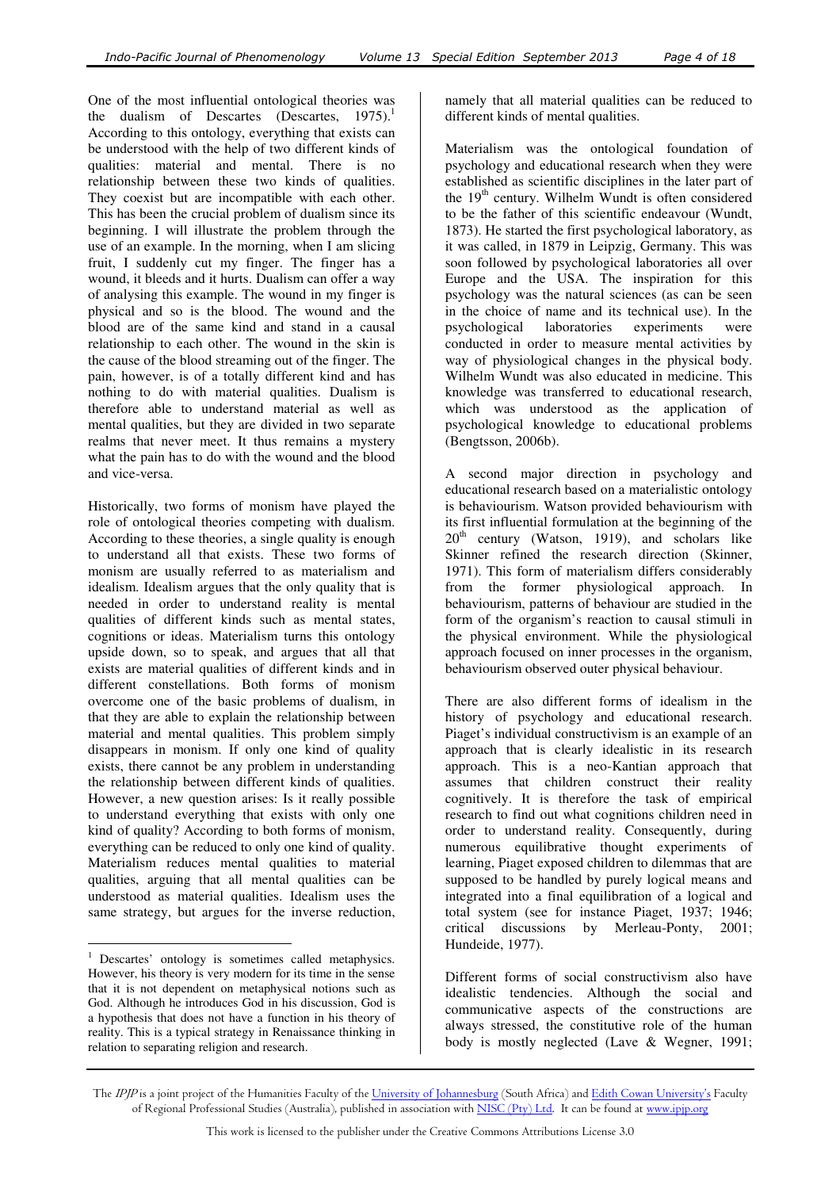One of the most influential ontological theories was the dualism of Descartes (Descartes, 1975).[1] According to this ontology, everything that exists can be understood with the help of two different kinds of qualities: material and mental. There is no relationship between these two kinds of qualities. They coexist but are incompatible with each other. This has been the crucial problem of dualism since its beginning. I will illustrate the problem through the use of an example. In the morning, when I am slicing fruit, I suddenly cut my finger. The finger has a wound, it bleeds and it hurts. Dualism can offer a way of analysing this example. The wound in my finger is physical and so is the blood. The wound and the blood are of the same kind and stand in a causal relationship to each other. The wound in the skin is the cause of the blood streaming out of the finger. The pain, however, is of a totally different kind and has nothing to do with material qualities. Dualism is therefore able to understand material as well as mental qualities, but they are divided in two separate realms that never meet. It thus remains a mystery what the pain has to do with the wound and the blood and vice-versa.

Historically, two forms of monism have played the role of ontological theories competing with dualism. According to these theories, a single quality is enough to understand all that exists. These two forms of monism are usually referred to as materialism and idealism. Idealism argues that the only quality that is needed in order to understand reality is mental qualities of different kinds such as mental states, cognitions or ideas. Materialism turns this ontology upside down, so to speak, and argues that all that exists are material qualities of different kinds and in different constellations. Both forms of monism overcome one of the basic problems of dualism, in that they are able to explain the relationship between material and mental qualities. This problem simply disappears in monism. If only one kind of quality exists, there cannot be any problem in understanding the relationship between different kinds of qualities. However, a new question arises: Is it really possible to understand everything that exists with only one kind of quality? According to both forms of monism, everything can be reduced to only one kind of quality. Materialism reduces mental qualities to material qualities, arguing that all mental qualities can be understood as material qualities. Idealism uses the same strategy, but argues for the inverse reduction, namely that all material qualities can be reduced to different kinds of mental qualities.

Materialism was the ontological foundation of psychology and educational research when they were established as scientific disciplines in the later part of the 19th century. Wilhelm Wundt is often considered to be the father of this scientific endeavour (Wundt, 1873). He started the first psychological laboratory, as it was called, in 1879 in Leipzig, Germany. This was soon followed by psychological laboratories all over Europe and the USA. The inspiration for this psychology was the natural sciences (as can be seen in the choice of name and its technical use). In the psychological laboratories experiments were conducted in order to measure mental activities by way of physiological changes in the physical body. Wilhelm Wundt was also educated in medicine. This knowledge was transferred to educational research, which was understood as the application of psychological knowledge to educational problems (Bengtsson, 2006b).

A second major direction in psychology and educational research based on a materialistic ontology is behaviourism. Watson provided behaviourism with its first influential formulation at the beginning of the 20th century (Watson, 1919), and scholars like Skinner refined the research direction (Skinner, 1971). This form of materialism differs considerably from the former physiological approach. In behaviourism, patterns of behaviour are studied in the form of the organism's reaction to causal stimuli in the physical environment. While the physiological approach focused on inner processes in the organism, behaviourism observed outer physical behaviour.

There are also different forms of idealism in the history of psychology and educational research. Piaget's individual constructivism is an example of an approach that is clearly idealistic in its research approach. This is a neo-Kantian approach that assumes that children construct their reality cognitively. It is therefore the task of empirical research to find out what cognitions children need in order to understand reality. Consequently, during numerous equilibrative thought experiments of learning, Piaget exposed children to dilemmas that are supposed to be handled by purely logical means and integrated into a final equilibration of a logical and total system (see for instance Piaget, 1937; 1946; critical discussions by Merleau-Ponty, 2001; Hundeide, 1977).

Different forms of social constructivism also have idealistic tendencies. Although the social and communicative aspects of the constructions are always stressed, the constitutive role of the human body is mostly neglected (Lave & Wegner, 1991;

---

[1] Descartes' ontology is sometimes called metaphysics. However, his theory is very modern for its time in the sense that it is not dependent on metaphysical notions such as God. Although he introduces God in his discussion, God is a hypothesis that does not have a function in his theory of reality. This is a typical strategy in Renaissance thinking in relation to separating religion and research.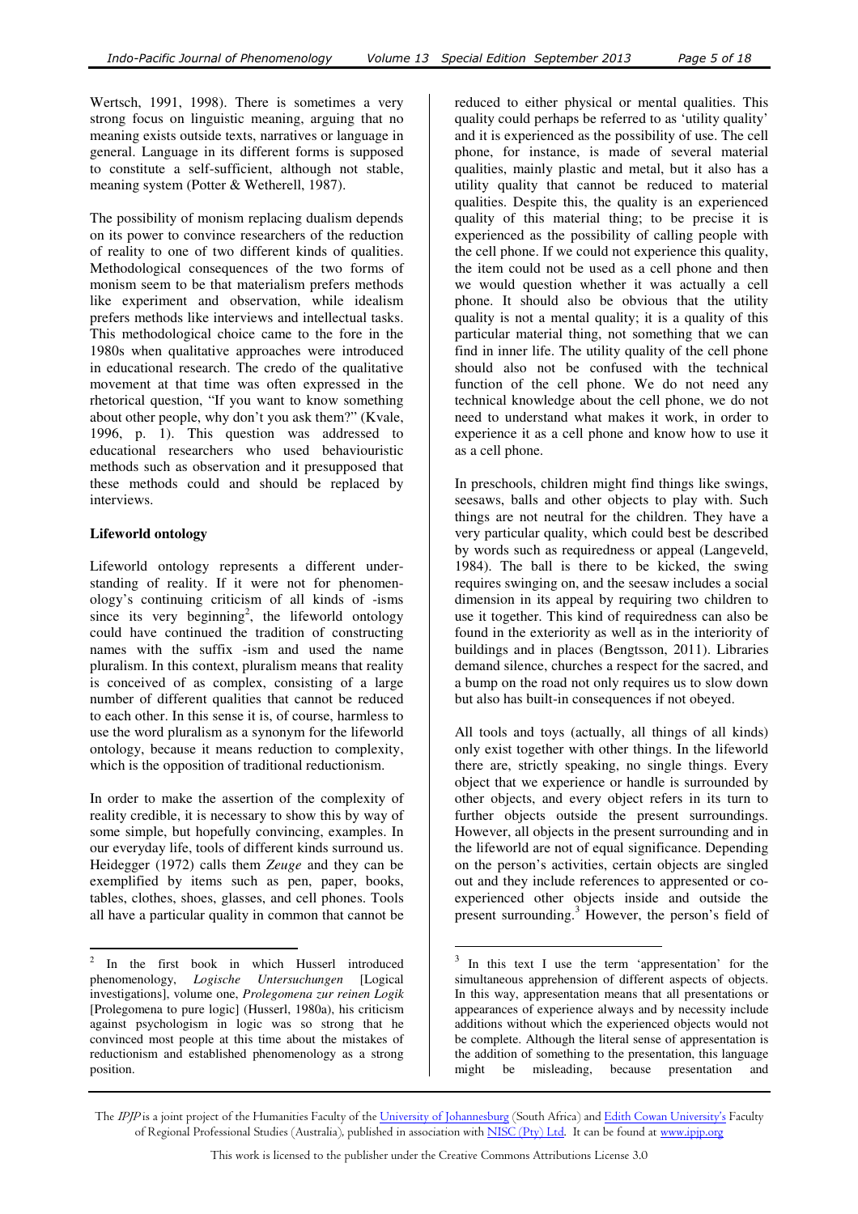Wertsch, 1991, 1998). There is sometimes a very strong focus on linguistic meaning, arguing that no meaning exists outside texts, narratives or language in general. Language in its different forms is supposed to constitute a self-sufficient, although not stable, meaning system (Potter & Wetherell, 1987).

The possibility of monism replacing dualism depends on its power to convince researchers of the reduction of reality to one of two different kinds of qualities. Methodological consequences of the two forms of monism seem to be that materialism prefers methods like experiment and observation, while idealism prefers methods like interviews and intellectual tasks. This methodological choice came to the fore in the 1980s when qualitative approaches were introduced in educational research. The credo of the qualitative movement at that time was often expressed in the rhetorical question, "If you want to know something about other people, why don't you ask them?" (Kvale, 1996, p. 1). This question was addressed to educational researchers who used behaviouristic methods such as observation and it presupposed that these methods could and should be replaced by interviews.

**Lifeworld ontology**

Lifeworld ontology represents a different understanding of reality. If it were not for phenomenology's continuing criticism of all kinds of -isms since its very beginning[2], the lifeworld ontology could have continued the tradition of constructing names with the suffix -ism and used the name pluralism. In this context, pluralism means that reality is conceived of as complex, consisting of a large number of different qualities that cannot be reduced to each other. In this sense it is, of course, harmless to use the word pluralism as a synonym for the lifeworld ontology, because it means reduction to complexity, which is the opposition of traditional reductionism.

In order to make the assertion of the complexity of reality credible, it is necessary to show this by way of some simple, but hopefully convincing, examples. In our everyday life, tools of different kinds surround us. Heidegger (1972) calls them *Zeuge* and they can be exemplified by items such as pen, paper, books, tables, clothes, shoes, glasses, and cell phones. Tools all have a particular quality in common that cannot be reduced to either physical or mental qualities. This quality could perhaps be referred to as 'utility quality' and it is experienced as the possibility of use. The cell phone, for instance, is made of several material qualities, mainly plastic and metal, but it also has a utility quality that cannot be reduced to material qualities. Despite this, the quality is an experienced quality of this material thing; to be precise it is experienced as the possibility of calling people with the cell phone. If we could not experience this quality, the item could not be used as a cell phone and then we would question whether it was actually a cell phone. It should also be obvious that the utility quality is not a mental quality; it is a quality of this particular material thing, not something that we can find in inner life. The utility quality of the cell phone should also not be confused with the technical function of the cell phone. We do not need any technical knowledge about the cell phone, we do not need to understand what makes it work, in order to experience it as a cell phone and know how to use it as a cell phone.

In preschools, children might find things like swings, seesaws, balls and other objects to play with. Such things are not neutral for the children. They have a very particular quality, which could best be described by words such as requiredness or appeal (Langeveld, 1984). The ball is there to be kicked, the swing requires swinging on, and the seesaw includes a social dimension in its appeal by requiring two children to use it together. This kind of requiredness can also be found in the exteriority as well as in the interiority of buildings and in places (Bengtsson, 2011). Libraries demand silence, churches a respect for the sacred, and a bump on the road not only requires us to slow down but also has built-in consequences if not obeyed.

All tools and toys (actually, all things of all kinds) only exist together with other things. In the lifeworld there are, strictly speaking, no single things. Every object that we experience or handle is surrounded by other objects, and every object refers in its turn to further objects outside the present surroundings. However, all objects in the present surrounding and in the lifeworld are not of equal significance. Depending on the person's activities, certain objects are singled out and they include references to appresented or co-experienced other objects inside and outside the present surrounding.[3] However, the person's field of

[2] In the first book in which Husserl introduced phenomenology, *Logische Untersuchungen* [Logical investigations], volume one, *Prolegomena zur reinen Logik* [Prolegomena to pure logic] (Husserl, 1980a), his criticism against psychologism in logic was so strong that he convinced most people at this time about the mistakes of reductionism and established phenomenology as a strong position.

[3] In this text I use the term 'appresentation' for the simultaneous apprehension of different aspects of objects. In this way, appresentation means that all presentations or appearances of experience always and by necessity include additions without which the experienced objects would not be complete. Although the literal sense of appresentation is the addition of something to the presentation, this language might be misleading, because presentation and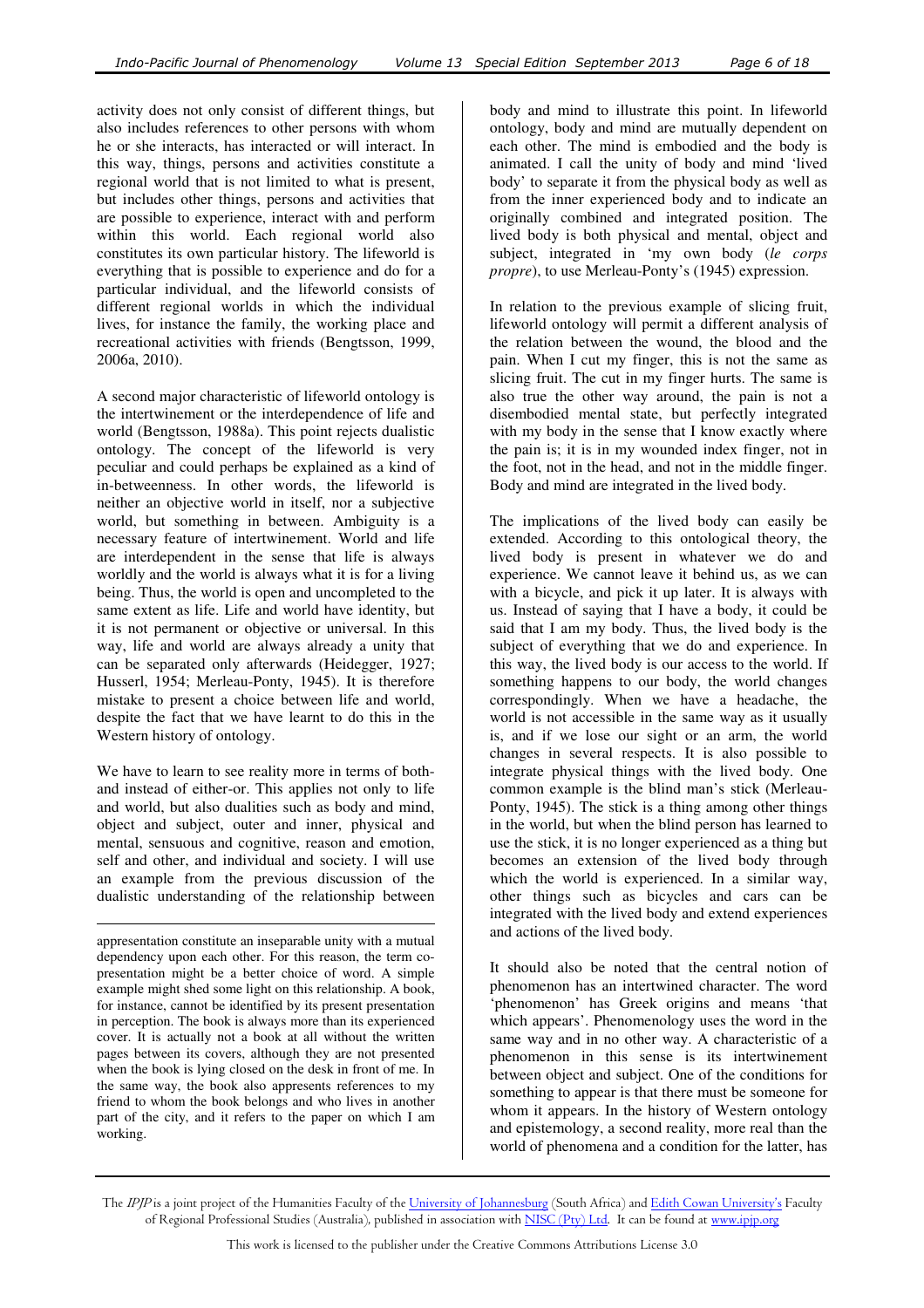activity does not only consist of different things, but also includes references to other persons with whom he or she interacts, has interacted or will interact. In this way, things, persons and activities constitute a regional world that is not limited to what is present, but includes other things, persons and activities that are possible to experience, interact with and perform within this world. Each regional world also constitutes its own particular history. The lifeworld is everything that is possible to experience and do for a particular individual, and the lifeworld consists of different regional worlds in which the individual lives, for instance the family, the working place and recreational activities with friends (Bengtsson, 1999, 2006a, 2010).

A second major characteristic of lifeworld ontology is the intertwinement or the interdependence of life and world (Bengtsson, 1988a). This point rejects dualistic ontology. The concept of the lifeworld is very peculiar and could perhaps be explained as a kind of in-betweenness. In other words, the lifeworld is neither an objective world in itself, nor a subjective world, but something in between. Ambiguity is a necessary feature of intertwinement. World and life are interdependent in the sense that life is always worldly and the world is always what it is for a living being. Thus, the world is open and uncompleted to the same extent as life. Life and world have identity, but it is not permanent or objective or universal. In this way, life and world are always already a unity that can be separated only afterwards (Heidegger, 1927; Husserl, 1954; Merleau-Ponty, 1945). It is therefore mistake to present a choice between life and world, despite the fact that we have learnt to do this in the Western history of ontology.

We have to learn to see reality more in terms of both-and instead of either-or. This applies not only to life and world, but also dualities such as body and mind, object and subject, outer and inner, physical and mental, sensuous and cognitive, reason and emotion, self and other, and individual and society. I will use an example from the previous discussion of the dualistic understanding of the relationship between body and mind to illustrate this point. In lifeworld ontology, body and mind are mutually dependent on each other. The mind is embodied and the body is animated. I call the unity of body and mind 'lived body' to separate it from the physical body as well as from the inner experienced body and to indicate an originally combined and integrated position. The lived body is both physical and mental, object and subject, integrated in 'my own body (*le corps propre*), to use Merleau-Ponty's (1945) expression.

In relation to the previous example of slicing fruit, lifeworld ontology will permit a different analysis of the relation between the wound, the blood and the pain. When I cut my finger, this is not the same as slicing fruit. The cut in my finger hurts. The same is also true the other way around, the pain is not a disembodied mental state, but perfectly integrated with my body in the sense that I know exactly where the pain is; it is in my wounded index finger, not in the foot, not in the head, and not in the middle finger. Body and mind are integrated in the lived body.

The implications of the lived body can easily be extended. According to this ontological theory, the lived body is present in whatever we do and experience. We cannot leave it behind us, as we can with a bicycle, and pick it up later. It is always with us. Instead of saying that I have a body, it could be said that I am my body. Thus, the lived body is the subject of everything that we do and experience. In this way, the lived body is our access to the world. If something happens to our body, the world changes correspondingly. When we have a headache, the world is not accessible in the same way as it usually is, and if we lose our sight or an arm, the world changes in several respects. It is also possible to integrate physical things with the lived body. One common example is the blind man's stick (Merleau-Ponty, 1945). The stick is a thing among other things in the world, but when the blind person has learned to use the stick, it is no longer experienced as a thing but becomes an extension of the lived body through which the world is experienced. In a similar way, other things such as bicycles and cars can be integrated with the lived body and extend experiences and actions of the lived body.

It should also be noted that the central notion of phenomenon has an intertwined character. The word 'phenomenon' has Greek origins and means 'that which appears'. Phenomenology uses the word in the same way and in no other way. A characteristic of a phenomenon in this sense is its intertwinement between object and subject. One of the conditions for something to appear is that there must be someone for whom it appears. In the history of Western ontology and epistemology, a second reality, more real than the world of phenomena and a condition for the latter, has

---

apprensentation constitute an inseparable unity with a mutual dependency upon each other. For this reason, the term co-presentation might be a better choice of word. A simple example might shed some light on this relationship. A book, for instance, cannot be identified by its present presentation in perception. The book is always more than its experienced cover. It is actually not a book at all without the written pages between its covers, although they are not presented when the book is lying closed on the desk in front of me. In the same way, the book also appresents references to my friend to whom the book belongs and who lives in another part of the city, and it refers to the paper on which I am working.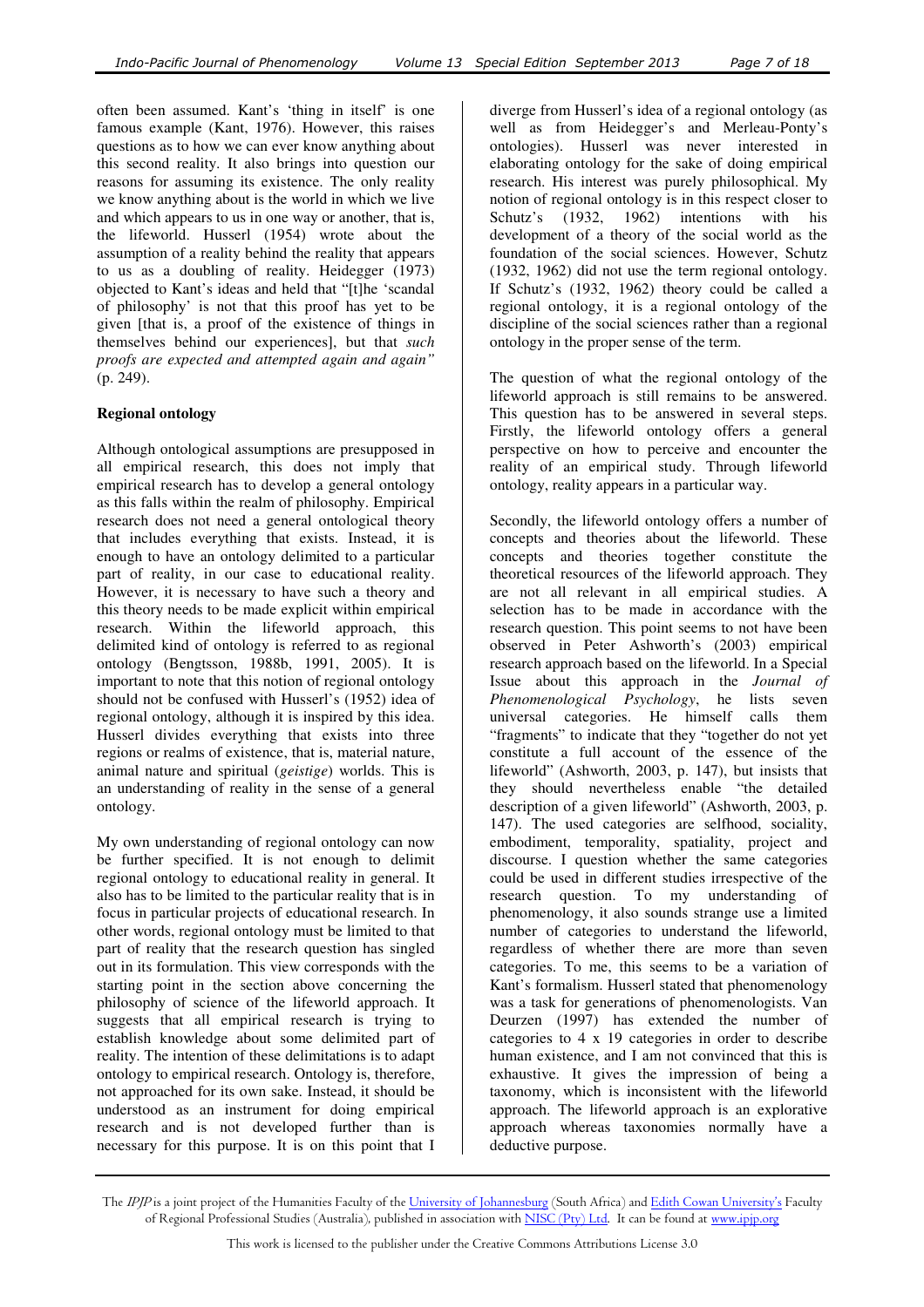often been assumed. Kant's 'thing in itself' is one famous example (Kant, 1976). However, this raises questions as to how we can ever know anything about this second reality. It also brings into question our reasons for assuming its existence. The only reality we know anything about is the world in which we live and which appears to us in one way or another, that is, the lifeworld. Husserl (1954) wrote about the assumption of a reality behind the reality that appears to us as a doubling of reality. Heidegger (1973) objected to Kant's ideas and held that "[t]he 'scandal of philosophy' is not that this proof has yet to be given [that is, a proof of the existence of things in themselves behind our experiences], but that *such proofs are expected and attempted again and again"* (p. 249).

**Regional ontology**

Although ontological assumptions are presupposed in all empirical research, this does not imply that empirical research has to develop a general ontology as this falls within the realm of philosophy. Empirical research does not need a general ontological theory that includes everything that exists. Instead, it is enough to have an ontology delimited to a particular part of reality, in our case to educational reality. However, it is necessary to have such a theory and this theory needs to be made explicit within empirical research. Within the lifeworld approach, this delimited kind of ontology is referred to as regional ontology (Bengtsson, 1988b, 1991, 2005). It is important to note that this notion of regional ontology should not be confused with Husserl's (1952) idea of regional ontology, although it is inspired by this idea. Husserl divides everything that exists into three regions or realms of existence, that is, material nature, animal nature and spiritual (*geistige*) worlds. This is an understanding of reality in the sense of a general ontology.

My own understanding of regional ontology can now be further specified. It is not enough to delimit regional ontology to educational reality in general. It also has to be limited to the particular reality that is in focus in particular projects of educational research. In other words, regional ontology must be limited to that part of reality that the research question has singled out in its formulation. This view corresponds with the starting point in the section above concerning the philosophy of science of the lifeworld approach. It suggests that all empirical research is trying to establish knowledge about some delimited part of reality. The intention of these delimitations is to adapt ontology to empirical research. Ontology is, therefore, not approached for its own sake. Instead, it should be understood as an instrument for doing empirical research and is not developed further than is necessary for this purpose. It is on this point that I diverge from Husserl's idea of a regional ontology (as well as from Heidegger's and Merleau-Ponty's ontologies). Husserl was never interested in elaborating ontology for the sake of doing empirical research. His interest was purely philosophical. My notion of regional ontology is in this respect closer to Schutz's (1932, 1962) intentions with his development of a theory of the social world as the foundation of the social sciences. However, Schutz (1932, 1962) did not use the term regional ontology. If Schutz's (1932, 1962) theory could be called a regional ontology, it is a regional ontology of the discipline of the social sciences rather than a regional ontology in the proper sense of the term.

The question of what the regional ontology of the lifeworld approach is still remains to be answered. This question has to be answered in several steps. Firstly, the lifeworld ontology offers a general perspective on how to perceive and encounter the reality of an empirical study. Through lifeworld ontology, reality appears in a particular way.

Secondly, the lifeworld ontology offers a number of concepts and theories about the lifeworld. These concepts and theories together constitute the theoretical resources of the lifeworld approach. They are not all relevant in all empirical studies. A selection has to be made in accordance with the research question. This point seems to not have been observed in Peter Ashworth's (2003) empirical research approach based on the lifeworld. In a Special Issue about this approach in the *Journal of Phenomenological Psychology*, he lists seven universal categories. He himself calls them "fragments" to indicate that they "together do not yet constitute a full account of the essence of the lifeworld" (Ashworth, 2003, p. 147), but insists that they should nevertheless enable "the detailed description of a given lifeworld" (Ashworth, 2003, p. 147). The used categories are selfhood, sociality, embodiment, temporality, spatiality, project and discourse. I question whether the same categories could be used in different studies irrespective of the research question. To my understanding of phenomenology, it also sounds strange use a limited number of categories to understand the lifeworld, regardless of whether there are more than seven categories. To me, this seems to be a variation of Kant's formalism. Husserl stated that phenomenology was a task for generations of phenomenologists. Van Deurzen (1997) has extended the number of categories to 4 x 19 categories in order to describe human existence, and I am not convinced that this is exhaustive. It gives the impression of being a taxonomy, which is inconsistent with the lifeworld approach. The lifeworld approach is an explorative approach whereas taxonomies normally have a deductive purpose.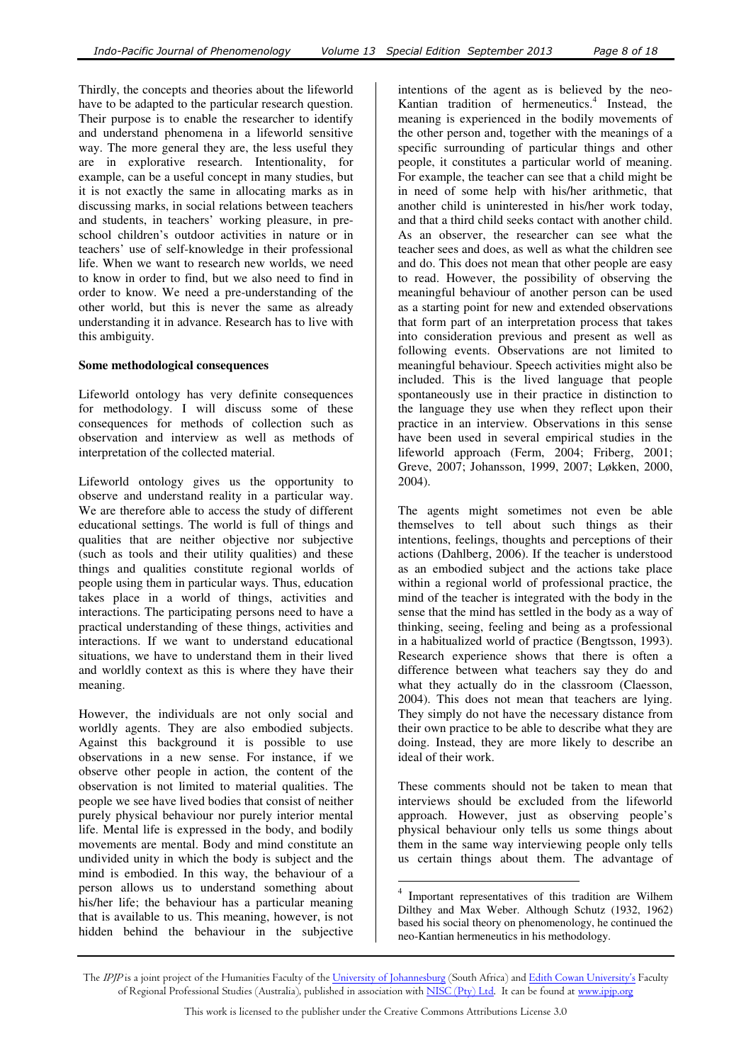Thirdly, the concepts and theories about the lifeworld have to be adapted to the particular research question. Their purpose is to enable the researcher to identify and understand phenomena in a lifeworld sensitive way. The more general they are, the less useful they are in explorative research. Intentionality, for example, can be a useful concept in many studies, but it is not exactly the same in allocating marks as in discussing marks, in social relations between teachers and students, in teachers' working pleasure, in pre-school children's outdoor activities in nature or in teachers' use of self-knowledge in their professional life. When we want to research new worlds, we need to know in order to find, but we also need to find in order to know. We need a pre-understanding of the other world, but this is never the same as already understanding it in advance. Research has to live with this ambiguity.

**Some methodological consequences**

Lifeworld ontology has very definite consequences for methodology. I will discuss some of these consequences for methods of collection such as observation and interview as well as methods of interpretation of the collected material.

Lifeworld ontology gives us the opportunity to observe and understand reality in a particular way. We are therefore able to access the study of different educational settings. The world is full of things and qualities that are neither objective nor subjective (such as tools and their utility qualities) and these things and qualities constitute regional worlds of people using them in particular ways. Thus, education takes place in a world of things, activities and interactions. The participating persons need to have a practical understanding of these things, activities and interactions. If we want to understand educational situations, we have to understand them in their lived and worldly context as this is where they have their meaning.

However, the individuals are not only social and worldly agents. They are also embodied subjects. Against this background it is possible to use observations in a new sense. For instance, if we observe other people in action, the content of the observation is not limited to material qualities. The people we see have lived bodies that consist of neither purely physical behaviour nor purely interior mental life. Mental life is expressed in the body, and bodily movements are mental. Body and mind constitute an undivided unity in which the body is subject and the mind is embodied. In this way, the behaviour of a person allows us to understand something about his/her life; the behaviour has a particular meaning that is available to us. This meaning, however, is not hidden behind the behaviour in the subjective intentions of the agent as is believed by the neo-Kantian tradition of hermeneutics.[4] Instead, the meaning is experienced in the bodily movements of the other person and, together with the meanings of a specific surrounding of particular things and other people, it constitutes a particular world of meaning. For example, the teacher can see that a child might be in need of some help with his/her arithmetic, that another child is uninterested in his/her work today, and that a third child seeks contact with another child. As an observer, the researcher can see what the teacher sees and does, as well as what the children see and do. This does not mean that other people are easy to read. However, the possibility of observing the meaningful behaviour of another person can be used as a starting point for new and extended observations that form part of an interpretation process that takes into consideration previous and present as well as following events. Observations are not limited to meaningful behaviour. Speech activities might also be included. This is the lived language that people spontaneously use in their practice in distinction to the language they use when they reflect upon their practice in an interview. Observations in this sense have been used in several empirical studies in the lifeworld approach (Ferm, 2004; Friberg, 2001; Greve, 2007; Johansson, 1999, 2007; Løkken, 2000, 2004).

The agents might sometimes not even be able themselves to tell about such things as their intentions, feelings, thoughts and perceptions of their actions (Dahlberg, 2006). If the teacher is understood as an embodied subject and the actions take place within a regional world of professional practice, the mind of the teacher is integrated with the body in the sense that the mind has settled in the body as a way of thinking, seeing, feeling and being as a professional in a habitualized world of practice (Bengtsson, 1993). Research experience shows that there is often a difference between what teachers say they do and what they actually do in the classroom (Claesson, 2004). This does not mean that teachers are lying. They simply do not have the necessary distance from their own practice to be able to describe what they are doing. Instead, they are more likely to describe an ideal of their work.

These comments should not be taken to mean that interviews should be excluded from the lifeworld approach. However, just as observing people's physical behaviour only tells us some things about them in the same way interviewing people only tells us certain things about them. The advantage of

---

[4] Important representatives of this tradition are Wilhem Dilthey and Max Weber. Although Schutz (1932, 1962) based his social theory on phenomenology, he continued the neo-Kantian hermeneutics in his methodology.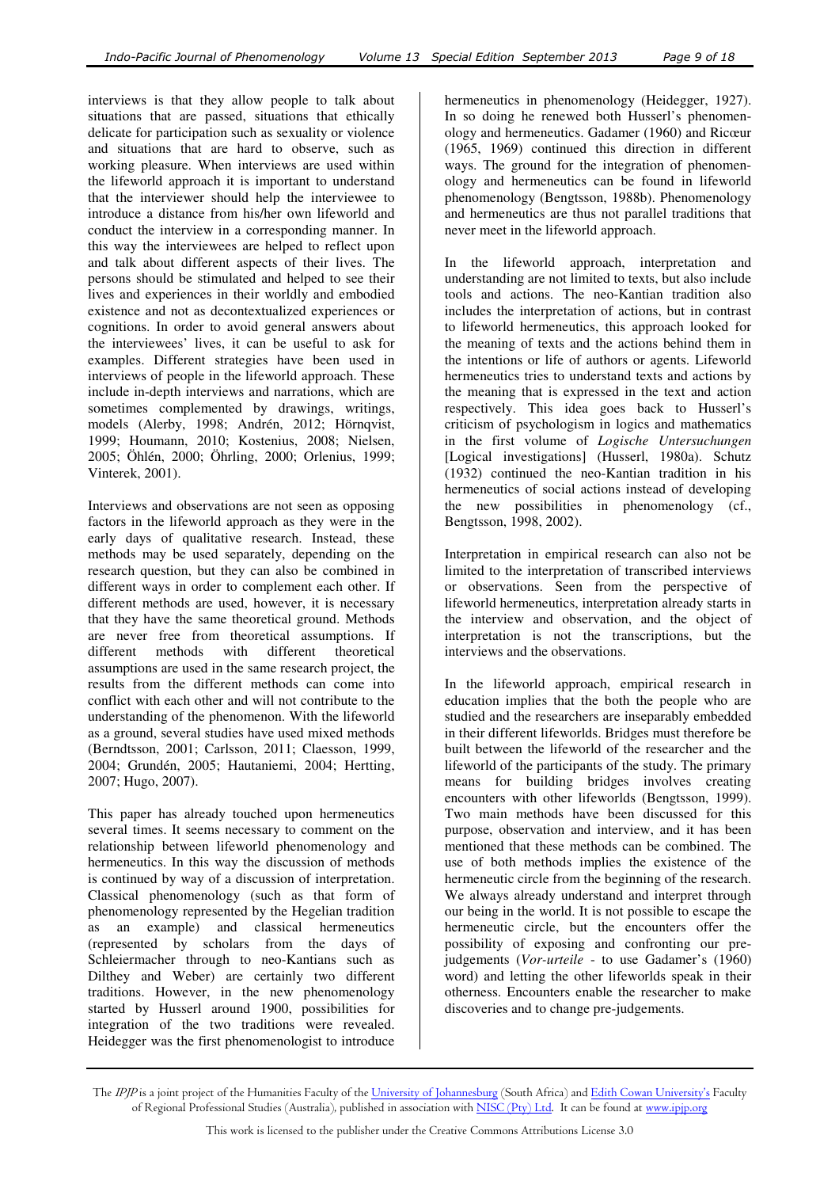interviews is that they allow people to talk about situations that are passed, situations that ethically delicate for participation such as sexuality or violence and situations that are hard to observe, such as working pleasure. When interviews are used within the lifeworld approach it is important to understand that the interviewer should help the interviewee to introduce a distance from his/her own lifeworld and conduct the interview in a corresponding manner. In this way the interviewees are helped to reflect upon and talk about different aspects of their lives. The persons should be stimulated and helped to see their lives and experiences in their worldly and embodied existence and not as decontextualized experiences or cognitions. In order to avoid general answers about the interviewees' lives, it can be useful to ask for examples. Different strategies have been used in interviews of people in the lifeworld approach. These include in-depth interviews and narrations, which are sometimes complemented by drawings, writings, models (Alerby, 1998; Andrén, 2012; Hörnqvist, 1999; Houmann, 2010; Kostenius, 2008; Nielsen, 2005; Öhlén, 2000; Öhrling, 2000; Orlenius, 1999; Vinterek, 2001).

Interviews and observations are not seen as opposing factors in the lifeworld approach as they were in the early days of qualitative research. Instead, these methods may be used separately, depending on the research question, but they can also be combined in different ways in order to complement each other. If different methods are used, however, it is necessary that they have the same theoretical ground. Methods are never free from theoretical assumptions. If different methods with different theoretical assumptions are used in the same research project, the results from the different methods can come into conflict with each other and will not contribute to the understanding of the phenomenon. With the lifeworld as a ground, several studies have used mixed methods (Berndtsson, 2001; Carlsson, 2011; Claesson, 1999, 2004; Grundén, 2005; Hautaniemi, 2004; Hertting, 2007; Hugo, 2007).

This paper has already touched upon hermeneutics several times. It seems necessary to comment on the relationship between lifeworld phenomenology and hermeneutics. In this way the discussion of methods is continued by way of a discussion of interpretation. Classical phenomenology (such as that form of phenomenology represented by the Hegelian tradition as an example) and classical hermeneutics (represented by scholars from the days of Schleiermacher through to neo-Kantians such as Dilthey and Weber) are certainly two different traditions. However, in the new phenomenology started by Husserl around 1900, possibilities for integration of the two traditions were revealed. Heidegger was the first phenomenologist to introduce hermeneutics in phenomenology (Heidegger, 1927). In so doing he renewed both Husserl's phenomenology and hermeneutics. Gadamer (1960) and Ricœur (1965, 1969) continued this direction in different ways. The ground for the integration of phenomenology and hermeneutics can be found in lifeworld phenomenology (Bengtsson, 1988b). Phenomenology and hermeneutics are thus not parallel traditions that never meet in the lifeworld approach.

In the lifeworld approach, interpretation and understanding are not limited to texts, but also include tools and actions. The neo-Kantian tradition also includes the interpretation of actions, but in contrast to lifeworld hermeneutics, this approach looked for the meaning of texts and the actions behind them in the intentions or life of authors or agents. Lifeworld hermeneutics tries to understand texts and actions by the meaning that is expressed in the text and action respectively. This idea goes back to Husserl's criticism of psychologism in logics and mathematics in the first volume of *Logische Untersuchungen* [Logical investigations] (Husserl, 1980a). Schutz (1932) continued the neo-Kantian tradition in his hermeneutics of social actions instead of developing the new possibilities in phenomenology (cf., Bengtsson, 1998, 2002).

Interpretation in empirical research can also not be limited to the interpretation of transcribed interviews or observations. Seen from the perspective of lifeworld hermeneutics, interpretation already starts in the interview and observation, and the object of interpretation is not the transcriptions, but the interviews and the observations.

In the lifeworld approach, empirical research in education implies that the both the people who are studied and the researchers are inseparably embedded in their different lifeworlds. Bridges must therefore be built between the lifeworld of the researcher and the lifeworld of the participants of the study. The primary means for building bridges involves creating encounters with other lifeworlds (Bengtsson, 1999). Two main methods have been discussed for this purpose, observation and interview, and it has been mentioned that these methods can be combined. The use of both methods implies the existence of the hermeneutic circle from the beginning of the research. We always already understand and interpret through our being in the world. It is not possible to escape the hermeneutic circle, but the encounters offer the possibility of exposing and confronting our pre-judgements (*Vor-urteile* - to use Gadamer's (1960) word) and letting the other lifeworlds speak in their otherness. Encounters enable the researcher to make discoveries and to change pre-judgements.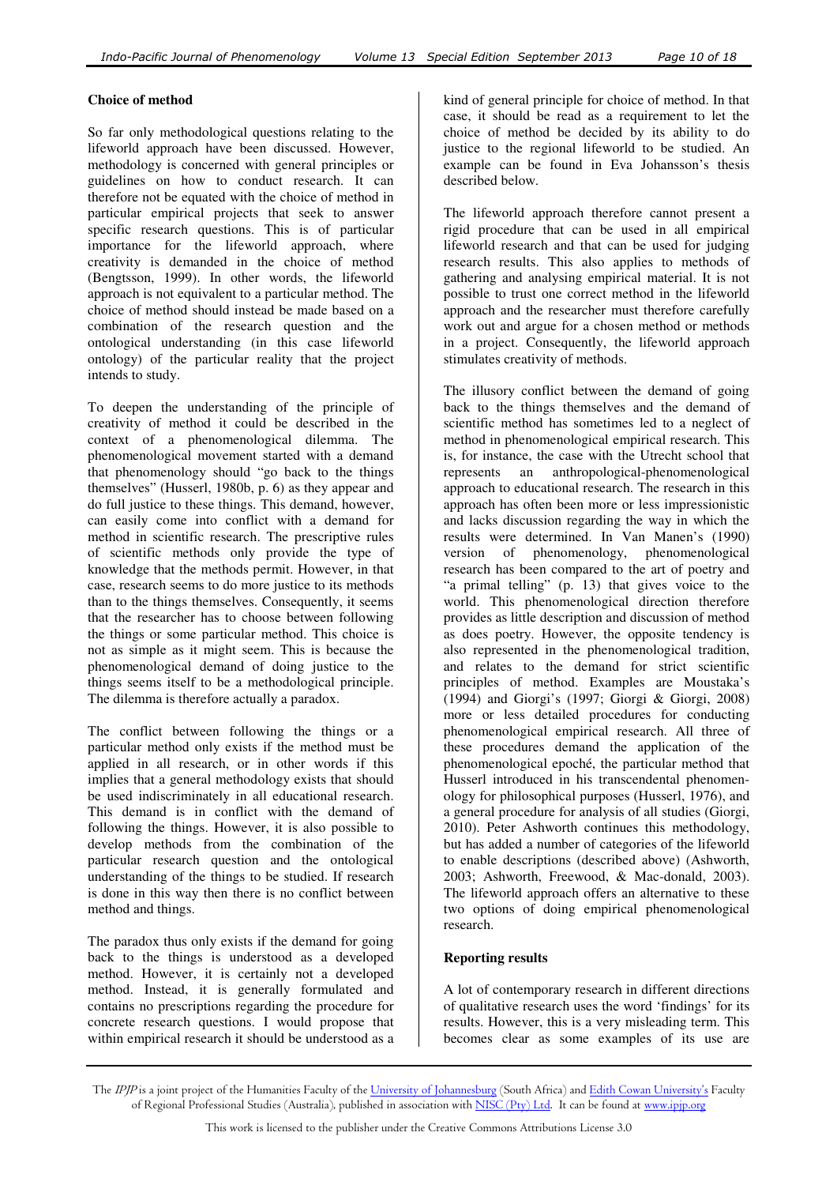**Choice of method**

So far only methodological questions relating to the lifeworld approach have been discussed. However, methodology is concerned with general principles or guidelines on how to conduct research. It can therefore not be equated with the choice of method in particular empirical projects that seek to answer specific research questions. This is of particular importance for the lifeworld approach, where creativity is demanded in the choice of method (Bengtsson, 1999). In other words, the lifeworld approach is not equivalent to a particular method. The choice of method should instead be made based on a combination of the research question and the ontological understanding (in this case lifeworld ontology) of the particular reality that the project intends to study.

To deepen the understanding of the principle of creativity of method it could be described in the context of a phenomenological dilemma. The phenomenological movement started with a demand that phenomenology should "go back to the things themselves" (Husserl, 1980b, p. 6) as they appear and do full justice to these things. This demand, however, can easily come into conflict with a demand for method in scientific research. The prescriptive rules of scientific methods only provide the type of knowledge that the methods permit. However, in that case, research seems to do more justice to its methods than to the things themselves. Consequently, it seems that the researcher has to choose between following the things or some particular method. This choice is not as simple as it might seem. This is because the phenomenological demand of doing justice to the things seems itself to be a methodological principle. The dilemma is therefore actually a paradox.

The conflict between following the things or a particular method only exists if the method must be applied in all research, or in other words if this implies that a general methodology exists that should be used indiscriminately in all educational research. This demand is in conflict with the demand of following the things. However, it is also possible to develop methods from the combination of the particular research question and the ontological understanding of the things to be studied. If research is done in this way then there is no conflict between method and things.

The paradox thus only exists if the demand for going back to the things is understood as a developed method. However, it is certainly not a developed method. Instead, it is generally formulated and contains no prescriptions regarding the procedure for concrete research questions. I would propose that within empirical research it should be understood as a kind of general principle for choice of method. In that case, it should be read as a requirement to let the choice of method be decided by its ability to do justice to the regional lifeworld to be studied. An example can be found in Eva Johansson's thesis described below.

The lifeworld approach therefore cannot present a rigid procedure that can be used in all empirical lifeworld research and that can be used for judging research results. This also applies to methods of gathering and analysing empirical material. It is not possible to trust one correct method in the lifeworld approach and the researcher must therefore carefully work out and argue for a chosen method or methods in a project. Consequently, the lifeworld approach stimulates creativity of methods.

The illusory conflict between the demand of going back to the things themselves and the demand of scientific method has sometimes led to a neglect of method in phenomenological empirical research. This is, for instance, the case with the Utrecht school that represents an anthropological-phenomenological approach to educational research. The research in this approach has often been more or less impressionistic and lacks discussion regarding the way in which the results were determined. In Van Manen's (1990) version of phenomenology, phenomenological research has been compared to the art of poetry and "a primal telling" (p. 13) that gives voice to the world. This phenomenological direction therefore provides as little description and discussion of method as does poetry. However, the opposite tendency is also represented in the phenomenological tradition, and relates to the demand for strict scientific principles of method. Examples are Moustaka's (1994) and Giorgi's (1997; Giorgi & Giorgi, 2008) more or less detailed procedures for conducting phenomenological empirical research. All three of these procedures demand the application of the phenomenological epoché, the particular method that Husserl introduced in his transcendental phenomenology for philosophical purposes (Husserl, 1976), and a general procedure for analysis of all studies (Giorgi, 2010). Peter Ashworth continues this methodology, but has added a number of categories of the lifeworld to enable descriptions (described above) (Ashworth, 2003; Ashworth, Freewood, & Mac-donald, 2003). The lifeworld approach offers an alternative to these two options of doing empirical phenomenological research.

**Reporting results**

A lot of contemporary research in different directions of qualitative research uses the word 'findings' for its results. However, this is a very misleading term. This becomes clear as some examples of its use are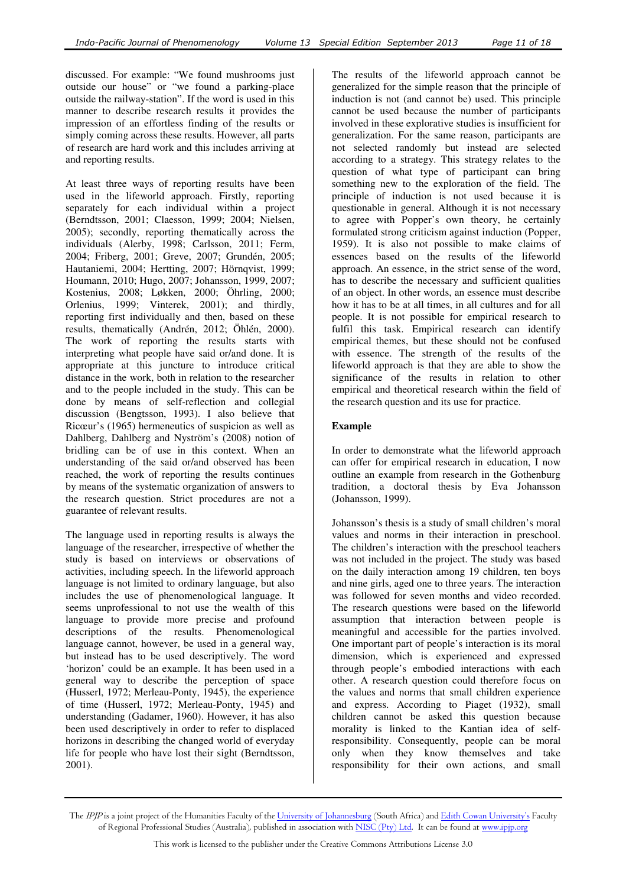discussed. For example: "We found mushrooms just outside our house" or "we found a parking-place outside the railway-station". If the word is used in this manner to describe research results it provides the impression of an effortless finding of the results or simply coming across these results. However, all parts of research are hard work and this includes arriving at and reporting results.

At least three ways of reporting results have been used in the lifeworld approach. Firstly, reporting separately for each individual within a project (Berndtsson, 2001; Claesson, 1999; 2004; Nielsen, 2005); secondly, reporting thematically across the individuals (Alerby, 1998; Carlsson, 2011; Ferm, 2004; Friberg, 2001; Greve, 2007; Grundén, 2005; Hautaniemi, 2004; Hertting, 2007; Hörnqvist, 1999; Houmann, 2010; Hugo, 2007; Johansson, 1999, 2007; Kostenius, 2008; Løkken, 2000; Öhrling, 2000; Orlenius, 1999; Vinterek, 2001); and thirdly, reporting first individually and then, based on these results, thematically (Andrén, 2012; Öhlén, 2000). The work of reporting the results starts with interpreting what people have said or/and done. It is appropriate at this juncture to introduce critical distance in the work, both in relation to the researcher and to the people included in the study. This can be done by means of self-reflection and collegial discussion (Bengtsson, 1993). I also believe that Ricœur's (1965) hermeneutics of suspicion as well as Dahlberg, Dahlberg and Nyström's (2008) notion of bridling can be of use in this context. When an understanding of the said or/and observed has been reached, the work of reporting the results continues by means of the systematic organization of answers to the research question. Strict procedures are not a guarantee of relevant results.

The language used in reporting results is always the language of the researcher, irrespective of whether the study is based on interviews or observations of activities, including speech. In the lifeworld approach language is not limited to ordinary language, but also includes the use of phenomenological language. It seems unprofessional to not use the wealth of this language to provide more precise and profound descriptions of the results. Phenomenological language cannot, however, be used in a general way, but instead has to be used descriptively. The word 'horizon' could be an example. It has been used in a general way to describe the perception of space (Husserl, 1972; Merleau-Ponty, 1945), the experience of time (Husserl, 1972; Merleau-Ponty, 1945) and understanding (Gadamer, 1960). However, it has also been used descriptively in order to refer to displaced horizons in describing the changed world of everyday life for people who have lost their sight (Berndtsson, 2001).

The results of the lifeworld approach cannot be generalized for the simple reason that the principle of induction is not (and cannot be) used. This principle cannot be used because the number of participants involved in these explorative studies is insufficient for generalization. For the same reason, participants are not selected randomly but instead are selected according to a strategy. This strategy relates to the question of what type of participant can bring something new to the exploration of the field. The principle of induction is not used because it is questionable in general. Although it is not necessary to agree with Popper's own theory, he certainly formulated strong criticism against induction (Popper, 1959). It is also not possible to make claims of essences based on the results of the lifeworld approach. An essence, in the strict sense of the word, has to describe the necessary and sufficient qualities of an object. In other words, an essence must describe how it has to be at all times, in all cultures and for all people. It is not possible for empirical research to fulfil this task. Empirical research can identify empirical themes, but these should not be confused with essence. The strength of the results of the lifeworld approach is that they are able to show the significance of the results in relation to other empirical and theoretical research within the field of the research question and its use for practice.

## Example

In order to demonstrate what the lifeworld approach can offer for empirical research in education, I now outline an example from research in the Gothenburg tradition, a doctoral thesis by Eva Johansson (Johansson, 1999).

Johansson's thesis is a study of small children's moral values and norms in their interaction in preschool. The children's interaction with the preschool teachers was not included in the project. The study was based on the daily interaction among 19 children, ten boys and nine girls, aged one to three years. The interaction was followed for seven months and video recorded. The research questions were based on the lifeworld assumption that interaction between people is meaningful and accessible for the parties involved. One important part of people's interaction is its moral dimension, which is experienced and expressed through people's embodied interactions with each other. A research question could therefore focus on the values and norms that small children experience and express. According to Piaget (1932), small children cannot be asked this question because morality is linked to the Kantian idea of self-responsibility. Consequently, people can be moral only when they know themselves and take responsibility for their own actions, and small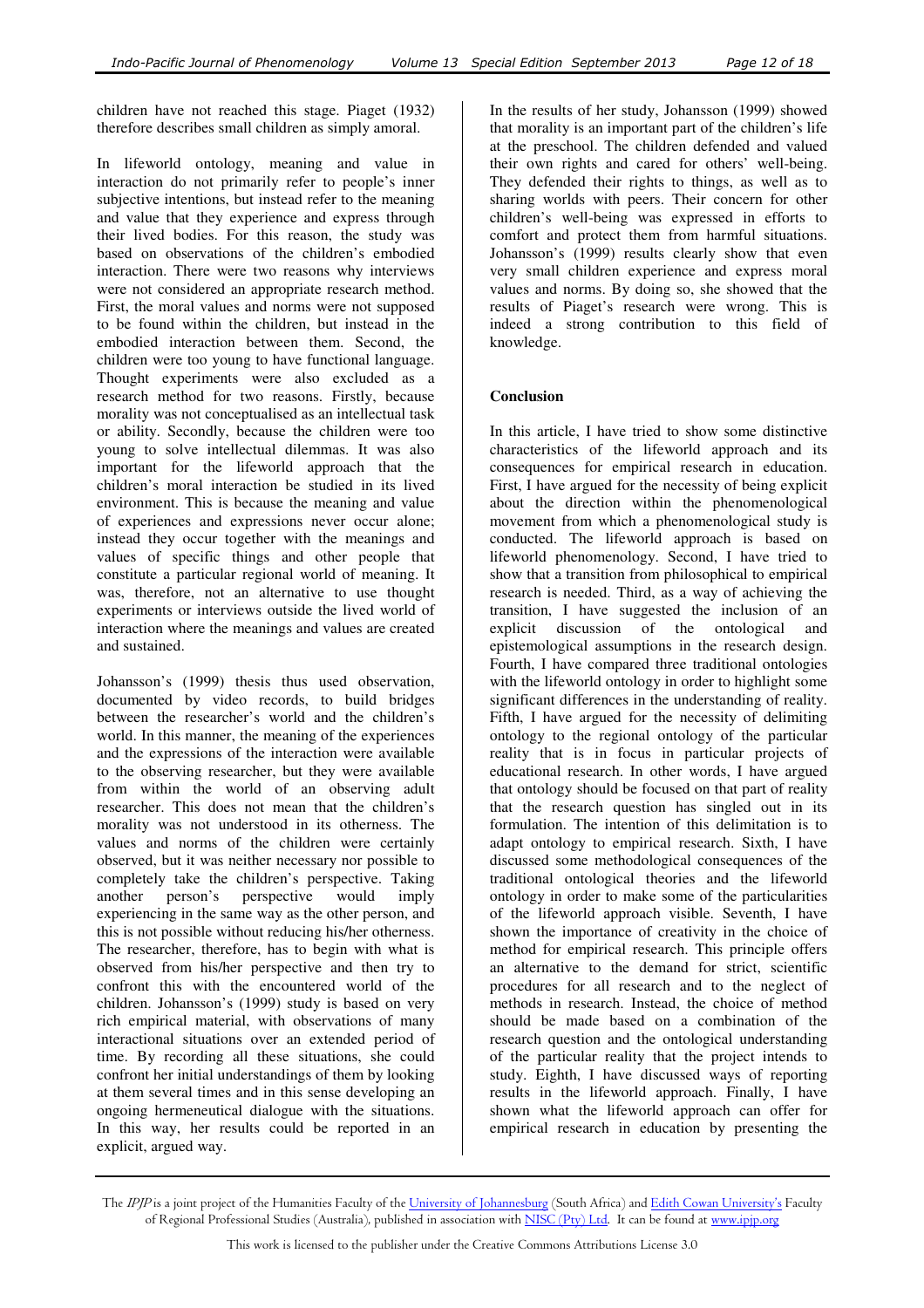children have not reached this stage. Piaget (1932) therefore describes small children as simply amoral.

In lifeworld ontology, meaning and value in interaction do not primarily refer to people's inner subjective intentions, but instead refer to the meaning and value that they experience and express through their lived bodies. For this reason, the study was based on observations of the children's embodied interaction. There were two reasons why interviews were not considered an appropriate research method. First, the moral values and norms were not supposed to be found within the children, but instead in the embodied interaction between them. Second, the children were too young to have functional language. Thought experiments were also excluded as a research method for two reasons. Firstly, because morality was not conceptualised as an intellectual task or ability. Secondly, because the children were too young to solve intellectual dilemmas. It was also important for the lifeworld approach that the children's moral interaction be studied in its lived environment. This is because the meaning and value of experiences and expressions never occur alone; instead they occur together with the meanings and values of specific things and other people that constitute a particular regional world of meaning. It was, therefore, not an alternative to use thought experiments or interviews outside the lived world of interaction where the meanings and values are created and sustained.

Johansson's (1999) thesis thus used observation, documented by video records, to build bridges between the researcher's world and the children's world. In this manner, the meaning of the experiences and the expressions of the interaction were available to the observing researcher, but they were available from within the world of an observing adult researcher. This does not mean that the children's morality was not understood in its otherness. The values and norms of the children were certainly observed, but it was neither necessary nor possible to completely take the children's perspective. Taking another person's perspective would imply experiencing in the same way as the other person, and this is not possible without reducing his/her otherness. The researcher, therefore, has to begin with what is observed from his/her perspective and then try to confront this with the encountered world of the children. Johansson's (1999) study is based on very rich empirical material, with observations of many interactional situations over an extended period of time. By recording all these situations, she could confront her initial understandings of them by looking at them several times and in this sense developing an ongoing hermeneutical dialogue with the situations. In this way, her results could be reported in an explicit, argued way.

In the results of her study, Johansson (1999) showed that morality is an important part of the children's life at the preschool. The children defended and valued their own rights and cared for others' well-being. They defended their rights to things, as well as to sharing worlds with peers. Their concern for other children's well-being was expressed in efforts to comfort and protect them from harmful situations. Johansson's (1999) results clearly show that even very small children experience and express moral values and norms. By doing so, she showed that the results of Piaget's research were wrong. This is indeed a strong contribution to this field of knowledge.

## Conclusion

In this article, I have tried to show some distinctive characteristics of the lifeworld approach and its consequences for empirical research in education. First, I have argued for the necessity of being explicit about the direction within the phenomenological movement from which a phenomenological study is conducted. The lifeworld approach is based on lifeworld phenomenology. Second, I have tried to show that a transition from philosophical to empirical research is needed. Third, as a way of achieving the transition, I have suggested the inclusion of an explicit discussion of the ontological and epistemological assumptions in the research design. Fourth, I have compared three traditional ontologies with the lifeworld ontology in order to highlight some significant differences in the understanding of reality. Fifth, I have argued for the necessity of delimiting ontology to the regional ontology of the particular reality that is in focus in particular projects of educational research. In other words, I have argued that ontology should be focused on that part of reality that the research question has singled out in its formulation. The intention of this delimitation is to adapt ontology to empirical research. Sixth, I have discussed some methodological consequences of the traditional ontological theories and the lifeworld ontology in order to make some of the particularities of the lifeworld approach visible. Seventh, I have shown the importance of creativity in the choice of method for empirical research. This principle offers an alternative to the demand for strict, scientific procedures for all research and to the neglect of methods in research. Instead, the choice of method should be made based on a combination of the research question and the ontological understanding of the particular reality that the project intends to study. Eighth, I have discussed ways of reporting results in the lifeworld approach. Finally, I have shown what the lifeworld approach can offer for empirical research in education by presenting the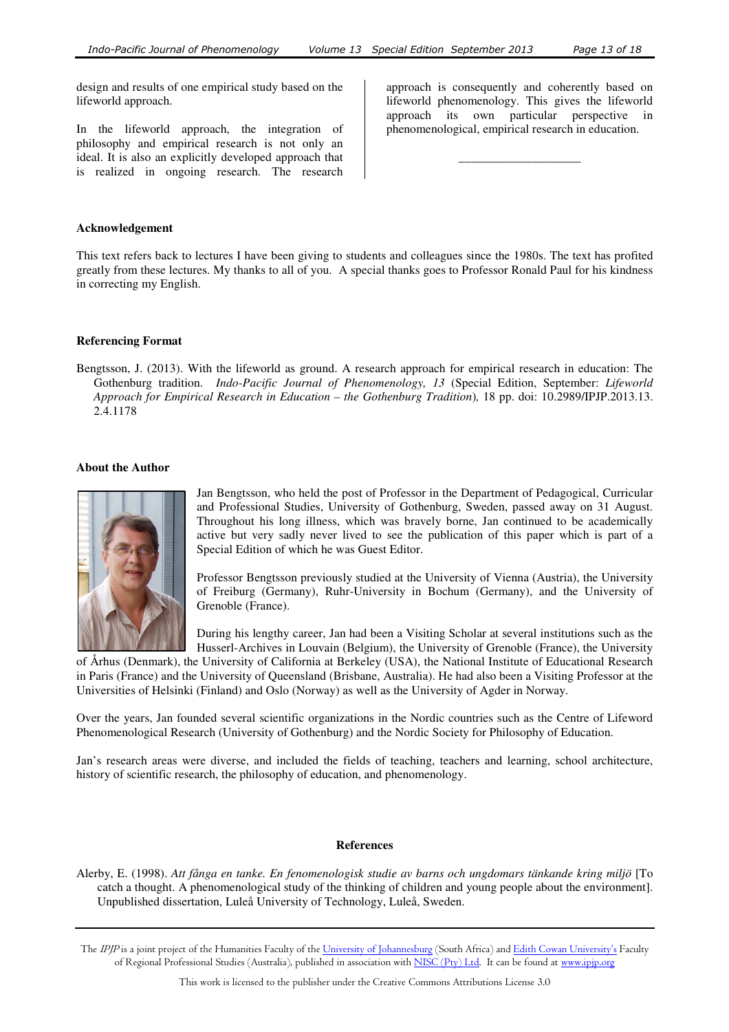design and results of one empirical study based on the lifeworld approach.

In the lifeworld approach, the integration of philosophy and empirical research is not only an ideal. It is also an explicitly developed approach that is realized in ongoing research. The research approach is consequently and coherently based on lifeworld phenomenology. This gives the lifeworld approach its own particular perspective in phenomenological, empirical research in education.

---

**Acknowledgement**

This text refers back to lectures I have been giving to students and colleagues since the 1980s. The text has profited greatly from these lectures. My thanks to all of you. A special thanks goes to Professor Ronald Paul for his kindness in correcting my English.

**Referencing Format**

Bengtsson, J. (2013). With the lifeworld as ground. A research approach for empirical research in education: The Gothenburg tradition. *Indo-Pacific Journal of Phenomenology, 13* (Special Edition, September: *Lifeworld Approach for Empirical Research in Education – the Gothenburg Tradition),* 18 pp. doi: 10.2989/IPJP.2013.13.2.4.1178

**About the Author**

Jan Bengtsson, who held the post of Professor in the Department of Pedagogical, Curricular and Professional Studies, University of Gothenburg, Sweden, passed away on 31 August. Throughout his long illness, which was bravely borne, Jan continued to be academically active but very sadly never lived to see the publication of this paper which is part of a Special Edition of which he was Guest Editor.

Professor Bengtsson previously studied at the University of Vienna (Austria), the University of Freiburg (Germany), Ruhr-University in Bochum (Germany), and the University of Grenoble (France).

During his lengthy career, Jan had been a Visiting Scholar at several institutions such as the Husserl-Archives in Louvain (Belgium), the University of Grenoble (France), the University of Århus (Denmark), the University of California at Berkeley (USA), the National Institute of Educational Research in Paris (France) and the University of Queensland (Brisbane, Australia). He had also been a Visiting Professor at the Universities of Helsinki (Finland) and Oslo (Norway) as well as the University of Agder in Norway.

Over the years, Jan founded several scientific organizations in the Nordic countries such as the Centre of Lifeword Phenomenological Research (University of Gothenburg) and the Nordic Society for Philosophy of Education.

Jan's research areas were diverse, and included the fields of teaching, teachers and learning, school architecture, history of scientific research, the philosophy of education, and phenomenology.

## References

Alerby, E. (1998). *Att fånga en tanke. En fenomenologisk studie av barns och ungdomars tänkande kring miljö* [To catch a thought. A phenomenological study of the thinking of children and young people about the environment]. Unpublished dissertation, Luleå University of Technology, Luleå, Sweden.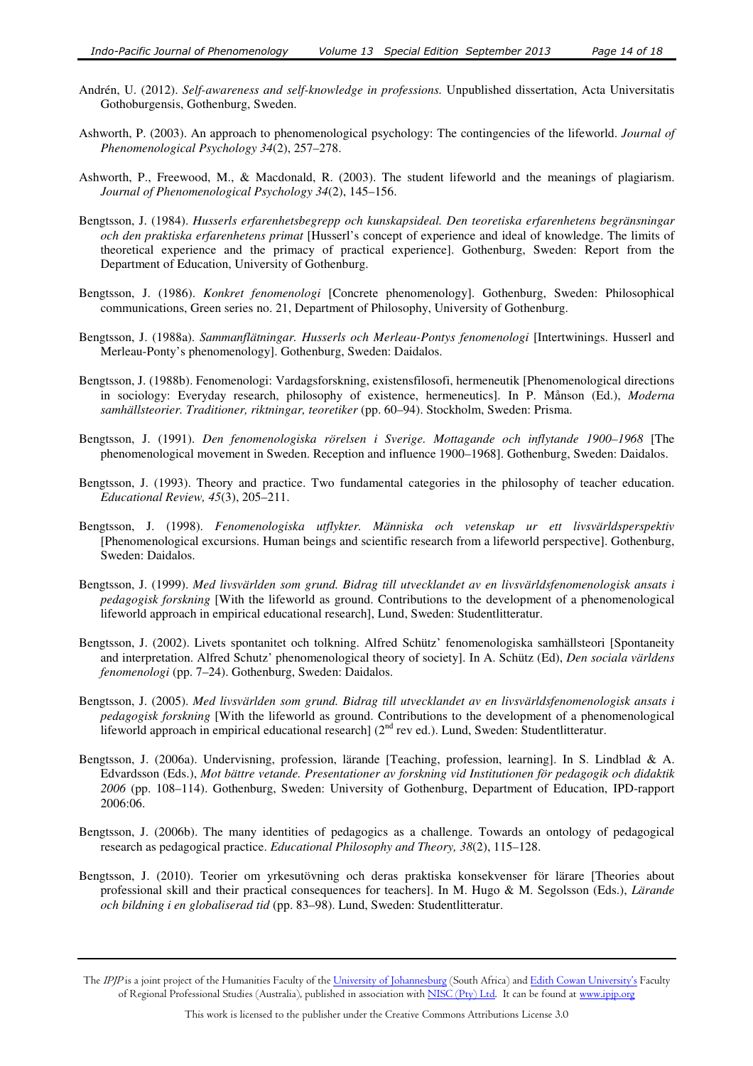Andrén, U. (2012). *Self-awareness and self-knowledge in professions.* Unpublished dissertation, Acta Universitatis Gothoburgensis, Gothenburg, Sweden.

Ashworth, P. (2003). An approach to phenomenological psychology: The contingencies of the lifeworld. *Journal of Phenomenological Psychology 34*(2), 257–278.

Ashworth, P., Freewood, M., & Macdonald, R. (2003). The student lifeworld and the meanings of plagiarism. *Journal of Phenomenological Psychology 34*(2), 145–156.

Bengtsson, J. (1984). *Husserls erfarenhetsbegrepp och kunskapsideal. Den teoretiska erfarenhetens begränsningar och den praktiska erfarenhetens primat* [Husserl's concept of experience and ideal of knowledge. The limits of theoretical experience and the primacy of practical experience]. Gothenburg, Sweden: Report from the Department of Education, University of Gothenburg.

Bengtsson, J. (1986). *Konkret fenomenologi* [Concrete phenomenology]. Gothenburg, Sweden: Philosophical communications, Green series no. 21, Department of Philosophy, University of Gothenburg.

Bengtsson, J. (1988a). *Sammanflätningar. Husserls och Merleau-Pontys fenomenologi* [Intertwinings. Husserl and Merleau-Ponty's phenomenology]. Gothenburg, Sweden: Daidalos.

Bengtsson, J. (1988b). Fenomenologi: Vardagsforskning, existensfilosofi, hermeneutik [Phenomenological directions in sociology: Everyday research, philosophy of existence, hermeneutics]. In P. Månson (Ed.), *Moderna samhällsteorier. Traditioner, riktningar, teoretiker* (pp. 60–94). Stockholm, Sweden: Prisma.

Bengtsson, J. (1991). *Den fenomenologiska rörelsen i Sverige. Mottagande och inflytande 1900–1968* [The phenomenological movement in Sweden. Reception and influence 1900–1968]. Gothenburg, Sweden: Daidalos.

Bengtsson, J. (1993). Theory and practice. Two fundamental categories in the philosophy of teacher education. *Educational Review, 45*(3), 205–211.

Bengtsson, J. (1998). *Fenomenologiska utflykter. Människa och vetenskap ur ett livsvärldsperspektiv* [Phenomenological excursions. Human beings and scientific research from a lifeworld perspective]. Gothenburg, Sweden: Daidalos.

Bengtsson, J. (1999). *Med livsvärlden som grund. Bidrag till utvecklandet av en livsvärldsfenomenologisk ansats i pedagogisk forskning* [With the lifeworld as ground. Contributions to the development of a phenomenological lifeworld approach in empirical educational research], Lund, Sweden: Studentlitteratur.

Bengtsson, J. (2002). Livets spontanitet och tolkning. Alfred Schütz' fenomenologiska samhällsteori [Spontaneity and interpretation. Alfred Schutz' phenomenological theory of society]. In A. Schütz (Ed), *Den sociala världens fenomenologi* (pp. 7–24). Gothenburg, Sweden: Daidalos.

Bengtsson, J. (2005). *Med livsvärlden som grund. Bidrag till utvecklandet av en livsvärldsfenomenologisk ansats i pedagogisk forskning* [With the lifeworld as ground. Contributions to the development of a phenomenological lifeworld approach in empirical educational research] (2nd rev ed.). Lund, Sweden: Studentlitteratur.

Bengtsson, J. (2006a). Undervisning, profession, lärande [Teaching, profession, learning]. In S. Lindblad & A. Edvardsson (Eds.), *Mot bättre vetande. Presentationer av forskning vid Institutionen för pedagogik och didaktik 2006* (pp. 108–114). Gothenburg, Sweden: University of Gothenburg, Department of Education, IPD-rapport 2006:06.

Bengtsson, J. (2006b). The many identities of pedagogics as a challenge. Towards an ontology of pedagogical research as pedagogical practice. *Educational Philosophy and Theory, 38*(2), 115–128.

Bengtsson, J. (2010). Teorier om yrkesutövning och deras praktiska konsekvenser för lärare [Theories about professional skill and their practical consequences for teachers]. In M. Hugo & M. Segolsson (Eds.), *Lärande och bildning i en globaliserad tid* (pp. 83–98). Lund, Sweden: Studentlitteratur.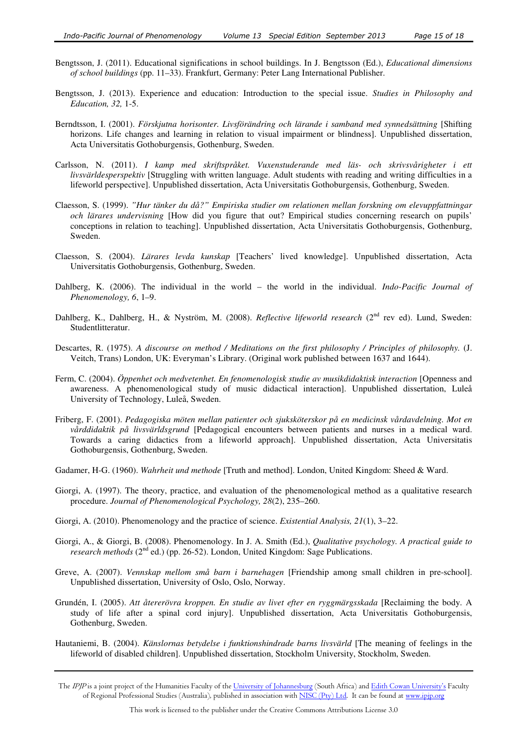Bengtsson, J. (2011). Educational significations in school buildings. In J. Bengtsson (Ed.), *Educational dimensions of school buildings* (pp. 11–33). Frankfurt, Germany: Peter Lang International Publisher.

Bengtsson, J. (2013). Experience and education: Introduction to the special issue. *Studies in Philosophy and Education, 32,* 1-5.

Berndtsson, I. (2001). *Förskjutna horisonter. Livsförändring och lärande i samband med synnedsättning* [Shifting horizons. Life changes and learning in relation to visual impairment or blindness]. Unpublished dissertation, Acta Universitatis Gothoburgensis, Gothenburg, Sweden.

Carlsson, N. (2011). *I kamp med skriftspråket. Vuxenstuderande med läs- och skrivsvårigheter i ett livsvärldesperspektiv* [Struggling with written language. Adult students with reading and writing difficulties in a lifeworld perspective]. Unpublished dissertation, Acta Universitatis Gothoburgensis, Gothenburg, Sweden.

Claesson, S. (1999). *"Hur tänker du då?" Empiriska studier om relationen mellan forskning om elevuppfattningar och lärares undervisning* [How did you figure that out? Empirical studies concerning research on pupils' conceptions in relation to teaching]. Unpublished dissertation, Acta Universitatis Gothoburgensis, Gothenburg, Sweden.

Claesson, S. (2004). *Lärares levda kunskap* [Teachers' lived knowledge]. Unpublished dissertation, Acta Universitatis Gothoburgensis, Gothenburg, Sweden.

Dahlberg, K. (2006). The individual in the world – the world in the individual. *Indo-Pacific Journal of Phenomenology, 6*, 1–9.

Dahlberg, K., Dahlberg, H., & Nyström, M. (2008). *Reflective lifeworld research* (2nd rev ed). Lund, Sweden: Studentlitteratur.

Descartes, R. (1975). *A discourse on method / Meditations on the first philosophy / Principles of philosophy.* (J. Veitch, Trans) London, UK: Everyman's Library. (Original work published between 1637 and 1644).

Ferm, C. (2004). *Öppenhet och medvetenhet. En fenomenologisk studie av musikdidaktisk interaction* [Openness and awareness. A phenomenological study of music didactical interaction]. Unpublished dissertation, Luleå University of Technology, Luleå, Sweden.

Friberg, F. (2001). *Pedagogiska möten mellan patienter och sjuksköterskor på en medicinsk vårdavdelning. Mot en vårddidaktik på livsvärldsgrund* [Pedagogical encounters between patients and nurses in a medical ward. Towards a caring didactics from a lifeworld approach]. Unpublished dissertation, Acta Universitatis Gothoburgensis, Gothenburg, Sweden.

Gadamer, H-G. (1960). *Wahrheit und methode* [Truth and method]. London, United Kingdom: Sheed & Ward.

Giorgi, A. (1997). The theory, practice, and evaluation of the phenomenological method as a qualitative research procedure. *Journal of Phenomenological Psychology, 28*(2), 235–260.

Giorgi, A. (2010). Phenomenology and the practice of science. *Existential Analysis, 21*(1), 3–22.

Giorgi, A., & Giorgi, B. (2008). Phenomenology. In J. A. Smith (Ed.), *Qualitative psychology. A practical guide to research methods* (2nd ed.) (pp. 26-52). London, United Kingdom: Sage Publications.

Greve, A. (2007). *Vennskap mellom små barn i barnehagen* [Friendship among small children in pre-school]. Unpublished dissertation, University of Oslo, Oslo, Norway.

Grundén, I. (2005). *Att återerövra kroppen. En studie av livet efter en ryggmärgsskada* [Reclaiming the body. A study of life after a spinal cord injury]. Unpublished dissertation, Acta Universitatis Gothoburgensis, Gothenburg, Sweden.

Hautaniemi, B. (2004). *Känslornas betydelse i funktionshindrade barns livsvärld* [The meaning of feelings in the lifeworld of disabled children]. Unpublished dissertation, Stockholm University, Stockholm, Sweden.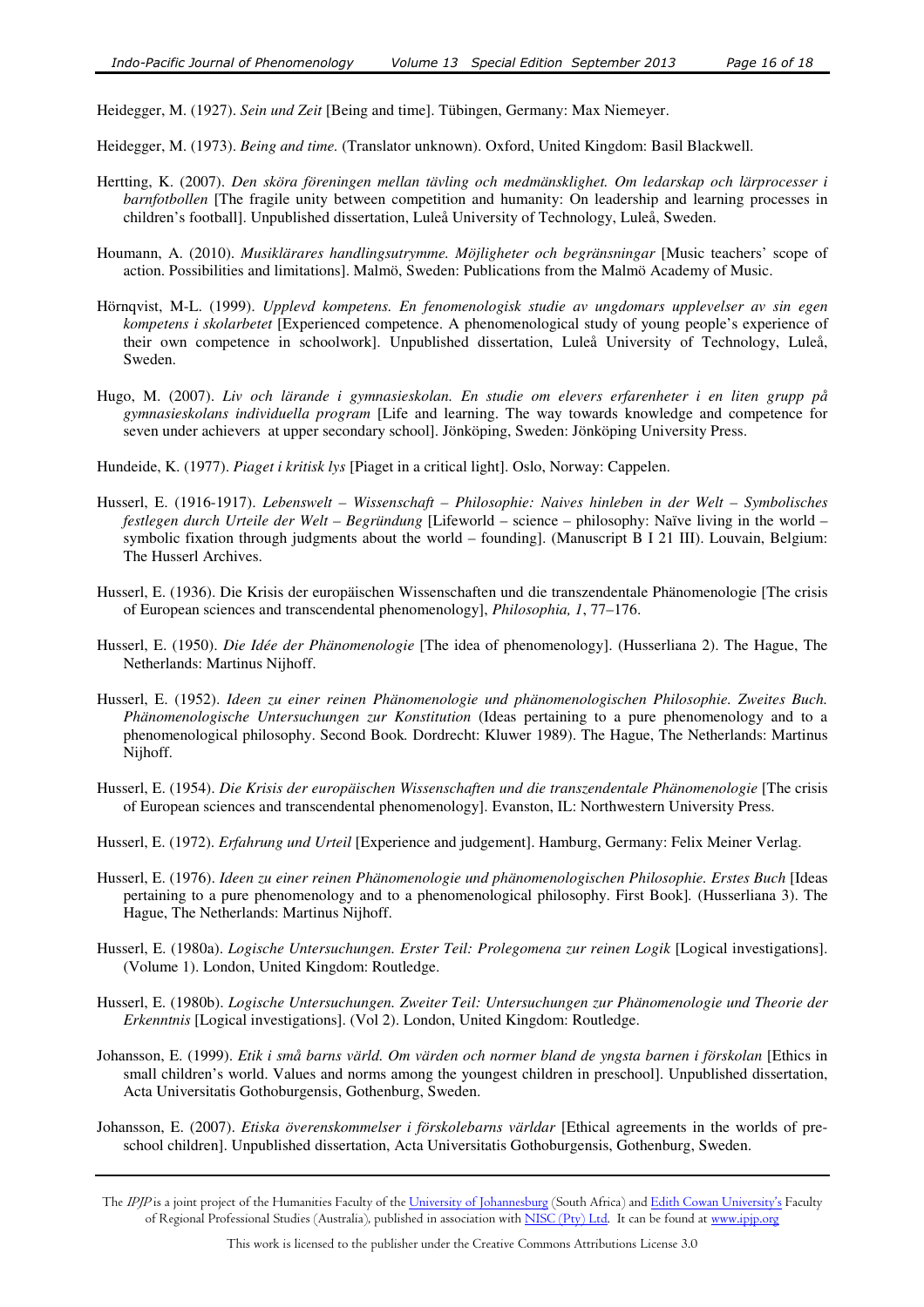Heidegger, M. (1927). *Sein und Zeit* [Being and time]. Tübingen, Germany: Max Niemeyer.

Heidegger, M. (1973). *Being and time.* (Translator unknown). Oxford, United Kingdom: Basil Blackwell.

Hertting, K. (2007). *Den sköra föreningen mellan tävling och medmänsklighet. Om ledarskap och lärprocesser i barnfotbollen* [The fragile unity between competition and humanity: On leadership and learning processes in children's football]. Unpublished dissertation, Luleå University of Technology, Luleå, Sweden.

Houmann, A. (2010). *Musiklärares handlingsutrymme. Möjligheter och begränsningar* [Music teachers' scope of action. Possibilities and limitations]. Malmö, Sweden: Publications from the Malmö Academy of Music.

Hörnqvist, M-L. (1999). *Upplevd kompetens. En fenomenologisk studie av ungdomars upplevelser av sin egen kompetens i skolarbetet* [Experienced competence. A phenomenological study of young people's experience of their own competence in schoolwork]. Unpublished dissertation, Luleå University of Technology, Luleå, Sweden.

Hugo, M. (2007). *Liv och lärande i gymnasieskolan. En studie om elevers erfarenheter i en liten grupp på gymnasieskolans individuella program* [Life and learning. The way towards knowledge and competence for seven under achievers at upper secondary school]. Jönköping, Sweden: Jönköping University Press.

Hundeide, K. (1977). *Piaget i kritisk lys* [Piaget in a critical light]. Oslo, Norway: Cappelen.

Husserl, E. (1916-1917). *Lebenswelt – Wissenschaft – Philosophie: Naives hinleben in der Welt – Symbolisches festlegen durch Urteile der Welt – Begründung* [Lifeworld – science – philosophy: Naïve living in the world – symbolic fixation through judgments about the world – founding]. (Manuscript B I 21 III). Louvain, Belgium: The Husserl Archives.

Husserl, E. (1936). Die Krisis der europäischen Wissenschaften und die transzendentale Phänomenologie [The crisis of European sciences and transcendental phenomenology], *Philosophia, 1*, 77–176.

Husserl, E. (1950). *Die Idée der Phänomenologie* [The idea of phenomenology]. (Husserliana 2). The Hague, The Netherlands: Martinus Nijhoff.

Husserl, E. (1952). *Ideen zu einer reinen Phänomenologie und phänomenologischen Philosophie. Zweites Buch. Phänomenologische Untersuchungen zur Konstitution* (Ideas pertaining to a pure phenomenology and to a phenomenological philosophy. Second Book. Dordrecht: Kluwer 1989). The Hague, The Netherlands: Martinus Nijhoff.

Husserl, E. (1954). *Die Krisis der europäischen Wissenschaften und die transzendentale Phänomenologie* [The crisis of European sciences and transcendental phenomenology]. Evanston, IL: Northwestern University Press.

Husserl, E. (1972). *Erfahrung und Urteil* [Experience and judgement]. Hamburg, Germany: Felix Meiner Verlag.

Husserl, E. (1976). *Ideen zu einer reinen Phänomenologie und phänomenologischen Philosophie. Erstes Buch* [Ideas pertaining to a pure phenomenology and to a phenomenological philosophy. First Book]. (Husserliana 3). The Hague, The Netherlands: Martinus Nijhoff.

Husserl, E. (1980a). *Logische Untersuchungen. Erster Teil: Prolegomena zur reinen Logik* [Logical investigations]. (Volume 1). London, United Kingdom: Routledge.

Husserl, E. (1980b). *Logische Untersuchungen. Zweiter Teil: Untersuchungen zur Phänomenologie und Theorie der Erkenntnis* [Logical investigations]. (Vol 2). London, United Kingdom: Routledge.

Johansson, E. (1999). *Etik i små barns värld. Om värden och normer bland de yngsta barnen i förskolan* [Ethics in small children's world. Values and norms among the youngest children in preschool]. Unpublished dissertation, Acta Universitatis Gothoburgensis, Gothenburg, Sweden.

Johansson, E. (2007). *Etiska överenskommelser i förskolebarns världar* [Ethical agreements in the worlds of pre-school children]. Unpublished dissertation, Acta Universitatis Gothoburgensis, Gothenburg, Sweden.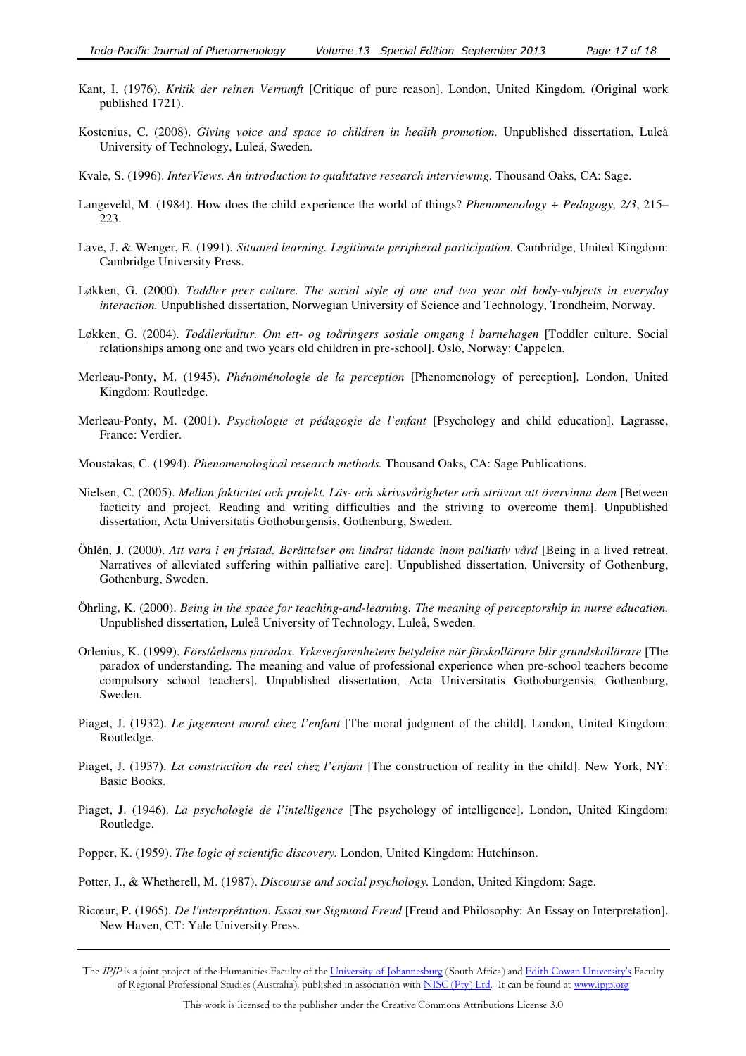Kant, I. (1976). *Kritik der reinen Vernunft* [Critique of pure reason]. London, United Kingdom. (Original work published 1721).

Kostenius, C. (2008). *Giving voice and space to children in health promotion.* Unpublished dissertation, Luleå University of Technology, Luleå, Sweden.

Kvale, S. (1996). *InterViews. An introduction to qualitative research interviewing.* Thousand Oaks, CA: Sage.

Langeveld, M. (1984). How does the child experience the world of things? *Phenomenology + Pedagogy, 2/3*, 215–223.

Lave, J. & Wenger, E. (1991). *Situated learning. Legitimate peripheral participation.* Cambridge, United Kingdom: Cambridge University Press.

Løkken, G. (2000). *Toddler peer culture. The social style of one and two year old body-subjects in everyday interaction.* Unpublished dissertation, Norwegian University of Science and Technology, Trondheim, Norway.

Løkken, G. (2004). *Toddlerkultur. Om ett- og toåringers sosiale omgang i barnehagen* [Toddler culture. Social relationships among one and two years old children in pre-school]. Oslo, Norway: Cappelen.

Merleau-Ponty, M. (1945). *Phénoménologie de la perception* [Phenomenology of perception]. London, United Kingdom: Routledge.

Merleau-Ponty, M. (2001). *Psychologie et pédagogie de l'enfant* [Psychology and child education]. Lagrasse, France: Verdier.

Moustakas, C. (1994). *Phenomenological research methods.* Thousand Oaks, CA: Sage Publications.

Nielsen, C. (2005). *Mellan fakticitet och projekt. Läs- och skrivsvårigheter och strävan att övervinna dem* [Between facticity and project. Reading and writing difficulties and the striving to overcome them]. Unpublished dissertation, Acta Universitatis Gothoburgensis, Gothenburg, Sweden.

Öhlén, J. (2000). *Att vara i en fristad. Berättelser om lindrat lidande inom palliativ vård* [Being in a lived retreat. Narratives of alleviated suffering within palliative care]. Unpublished dissertation, University of Gothenburg, Gothenburg, Sweden.

Öhrling, K. (2000). *Being in the space for teaching-and-learning. The meaning of perceptorship in nurse education.* Unpublished dissertation, Luleå University of Technology, Luleå, Sweden.

Orlenius, K. (1999). *Förståelsens paradox. Yrkeserfarenhetens betydelse när förskollärare blir grundskollärare* [The paradox of understanding. The meaning and value of professional experience when pre-school teachers become compulsory school teachers]. Unpublished dissertation, Acta Universitatis Gothoburgensis, Gothenburg, Sweden.

Piaget, J. (1932). *Le jugement moral chez l'enfant* [The moral judgment of the child]. London, United Kingdom: Routledge.

Piaget, J. (1937). *La construction du reel chez l'enfant* [The construction of reality in the child]. New York, NY: Basic Books.

Piaget, J. (1946). *La psychologie de l'intelligence* [The psychology of intelligence]. London, United Kingdom: Routledge.

Popper, K. (1959). *The logic of scientific discovery.* London, United Kingdom: Hutchinson.

Potter, J., & Whetherell, M. (1987). *Discourse and social psychology.* London, United Kingdom: Sage.

Ricœur, P. (1965). *De l'interprétation. Essai sur Sigmund Freud* [Freud and Philosophy: An Essay on Interpretation]. New Haven, CT: Yale University Press.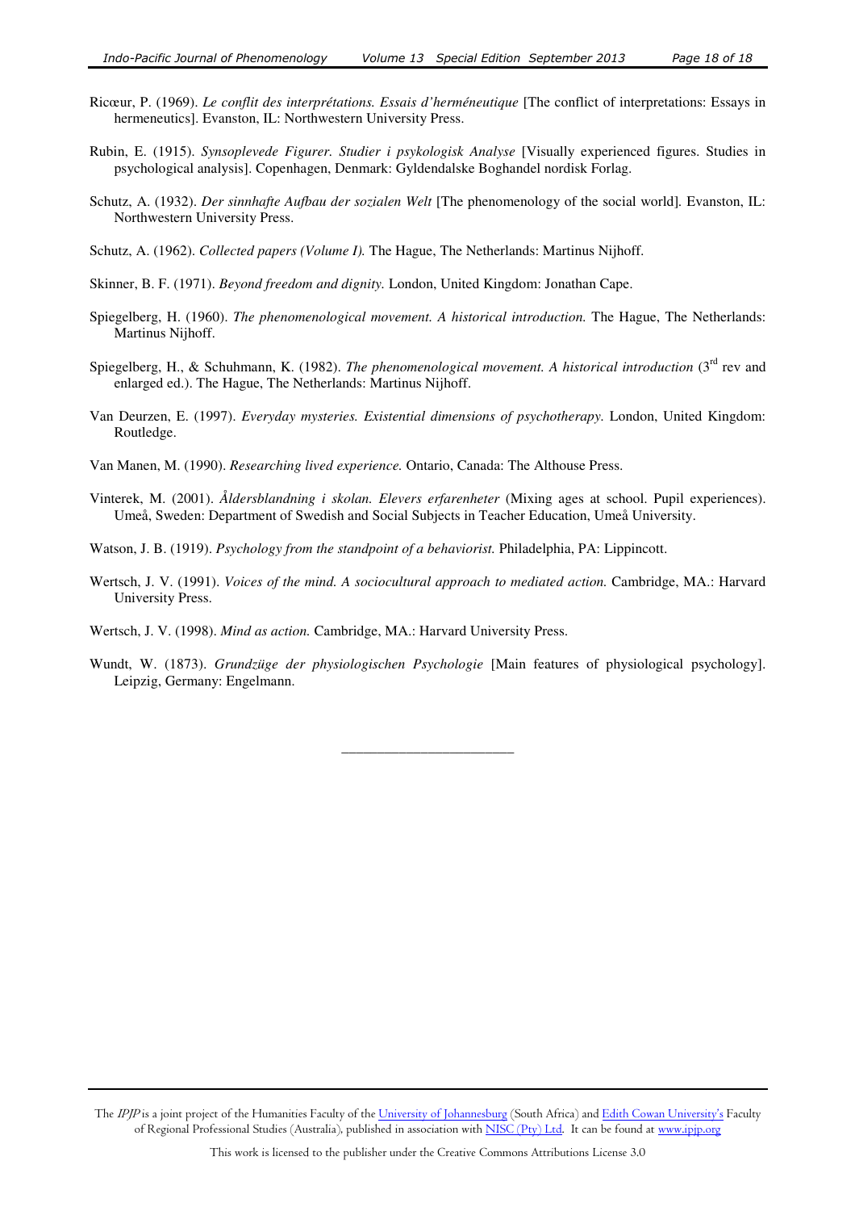Ricœur, P. (1969). *Le conflit des interprétations. Essais d'herméneutique* [The conflict of interpretations: Essays in hermeneutics]. Evanston, IL: Northwestern University Press.

Rubin, E. (1915). *Synsoplevede Figurer. Studier i psykologisk Analyse* [Visually experienced figures. Studies in psychological analysis]. Copenhagen, Denmark: Gyldendalske Boghandel nordisk Forlag.

Schutz, A. (1932). *Der sinnhafte Aufbau der sozialen Welt* [The phenomenology of the social world]. Evanston, IL: Northwestern University Press.

Schutz, A. (1962). *Collected papers (Volume I).* The Hague, The Netherlands: Martinus Nijhoff.

Skinner, B. F. (1971). *Beyond freedom and dignity.* London, United Kingdom: Jonathan Cape.

Spiegelberg, H. (1960). *The phenomenological movement. A historical introduction.* The Hague, The Netherlands: Martinus Nijhoff.

Spiegelberg, H., & Schuhmann, K. (1982). *The phenomenological movement. A historical introduction* (3rd rev and enlarged ed.). The Hague, The Netherlands: Martinus Nijhoff.

Van Deurzen, E. (1997). *Everyday mysteries. Existential dimensions of psychotherapy.* London, United Kingdom: Routledge.

Van Manen, M. (1990). *Researching lived experience.* Ontario, Canada: The Althouse Press.

Vinterek, M. (2001). *Åldersblandning i skolan. Elevers erfarenheter* (Mixing ages at school. Pupil experiences). Umeå, Sweden: Department of Swedish and Social Subjects in Teacher Education, Umeå University.

Watson, J. B. (1919). *Psychology from the standpoint of a behaviorist.* Philadelphia, PA: Lippincott.

Wertsch, J. V. (1991). *Voices of the mind. A sociocultural approach to mediated action.* Cambridge, MA.: Harvard University Press.

Wertsch, J. V. (1998). *Mind as action.* Cambridge, MA.: Harvard University Press.

Wundt, W. (1873). *Grundzüge der physiologischen Psychologie* [Main features of physiological psychology]. Leipzig, Germany: Engelmann.

---

The *IPJP* is a joint project of the Humanities Faculty of the University of Johannesburg (South Africa) and Edith Cowan University's Faculty of Regional Professional Studies (Australia), published in association with NISC (Pty) Ltd. It can be found at www.ipjp.org

This work is licensed to the publisher under the Creative Commons Attributions License 3.0